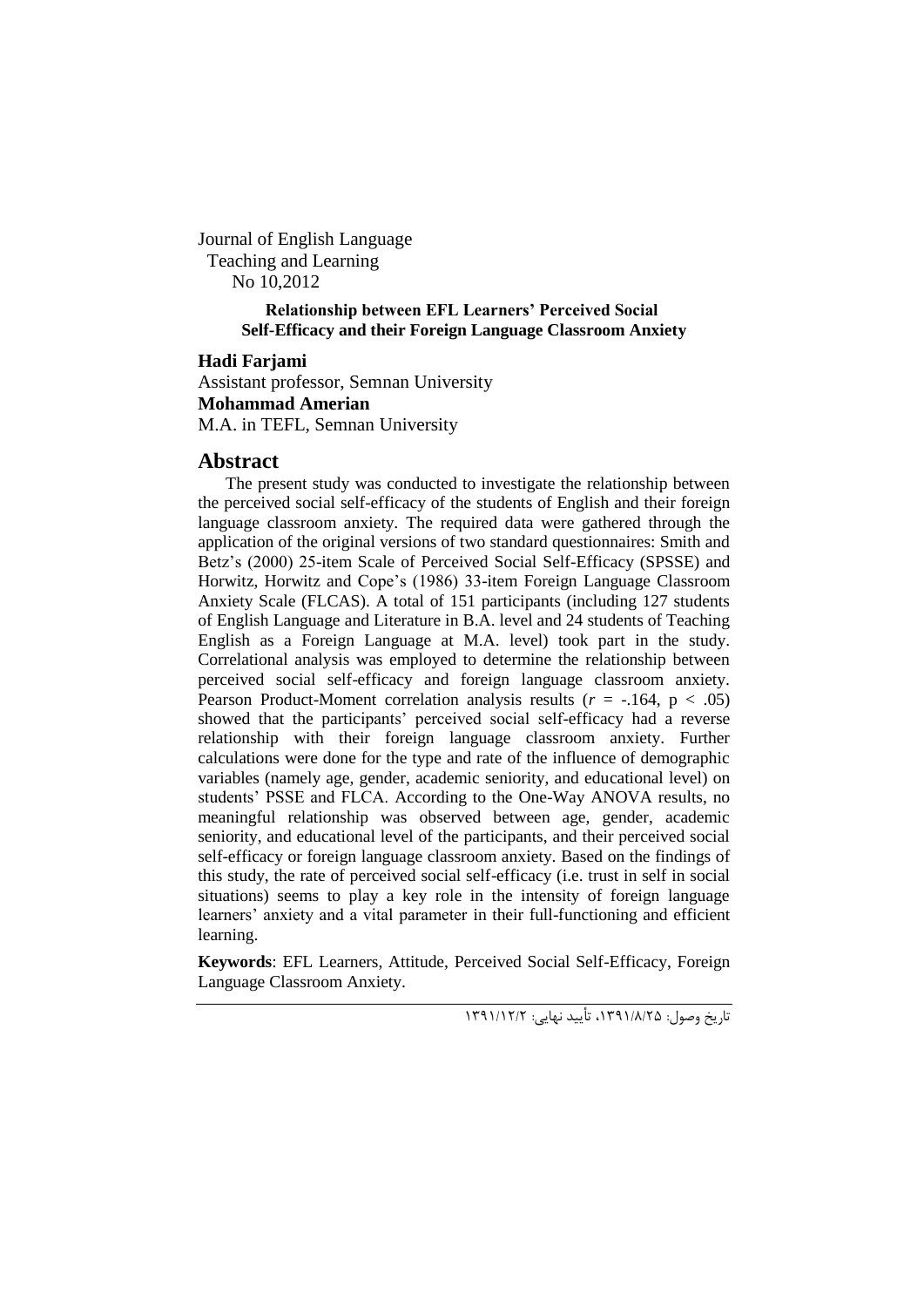Journal of English Language
Teaching and Learning
No 10,2012

**Relationship between EFL Learners' Perceived Social Self-Efficacy and their Foreign Language Classroom Anxiety**

**Hadi Farjami**
Assistant professor, Semnan University
**Mohammad Amerian**
M.A. in TEFL, Semnan University

## Abstract

The present study was conducted to investigate the relationship between the perceived social self-efficacy of the students of English and their foreign language classroom anxiety. The required data were gathered through the application of the original versions of two standard questionnaires: Smith and Betz's (2000) 25-item Scale of Perceived Social Self-Efficacy (SPSSE) and Horwitz, Horwitz and Cope's (1986) 33-item Foreign Language Classroom Anxiety Scale (FLCAS). A total of 151 participants (including 127 students of English Language and Literature in B.A. level and 24 students of Teaching English as a Foreign Language at M.A. level) took part in the study. Correlational analysis was employed to determine the relationship between perceived social self-efficacy and foreign language classroom anxiety. Pearson Product-Moment correlation analysis results ($r$ = -.164, $p < .05$) showed that the participants' perceived social self-efficacy had a reverse relationship with their foreign language classroom anxiety. Further calculations were done for the type and rate of the influence of demographic variables (namely age, gender, academic seniority, and educational level) on students' PSSE and FLCA. According to the One-Way ANOVA results, no meaningful relationship was observed between age, gender, academic seniority, and educational level of the participants, and their perceived social self-efficacy or foreign language classroom anxiety. Based on the findings of this study, the rate of perceived social self-efficacy (i.e. trust in self in social situations) seems to play a key role in the intensity of foreign language learners' anxiety and a vital parameter in their full-functioning and efficient learning.

**Keywords**: EFL Learners, Attitude, Perceived Social Self-Efficacy, Foreign Language Classroom Anxiety.

تاریخ وصول: ۱۳۹۱/۸/۲۵، تأیید نهایی: ۱۳۹۱/۱۲/۲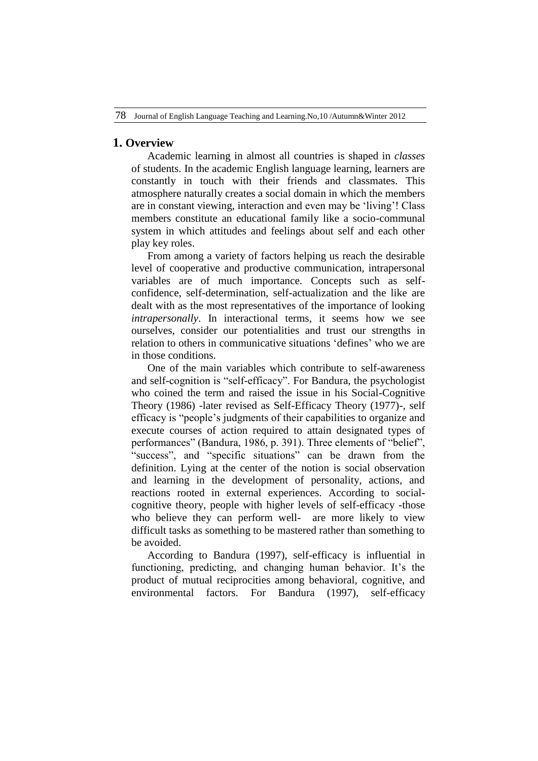## 1. Overview

Academic learning in almost all countries is shaped in *classes* of students. In the academic English language learning, learners are constantly in touch with their friends and classmates. This atmosphere naturally creates a social domain in which the members are in constant viewing, interaction and even may be 'living'! Class members constitute an educational family like a socio-communal system in which attitudes and feelings about self and each other play key roles.

From among a variety of factors helping us reach the desirable level of cooperative and productive communication, intrapersonal variables are of much importance. Concepts such as self-confidence, self-determination, self-actualization and the like are dealt with as the most representatives of the importance of looking *intrapersonally*. In interactional terms, it seems how we see ourselves, consider our potentialities and trust our strengths in relation to others in communicative situations 'defines' who we are in those conditions.

One of the main variables which contribute to self-awareness and self-cognition is "self-efficacy". For Bandura, the psychologist who coined the term and raised the issue in his Social-Cognitive Theory (1986) -later revised as Self-Efficacy Theory (1977)-, self efficacy is "people's judgments of their capabilities to organize and execute courses of action required to attain designated types of performances" (Bandura, 1986, p. 391). Three elements of "belief", "success", and "specific situations" can be drawn from the definition. Lying at the center of the notion is social observation and learning in the development of personality, actions, and reactions rooted in external experiences. According to social-cognitive theory, people with higher levels of self-efficacy -those who believe they can perform well- are more likely to view difficult tasks as something to be mastered rather than something to be avoided.

According to Bandura (1997), self-efficacy is influential in functioning, predicting, and changing human behavior. It's the product of mutual reciprocities among behavioral, cognitive, and environmental factors. For Bandura (1997), self-efficacy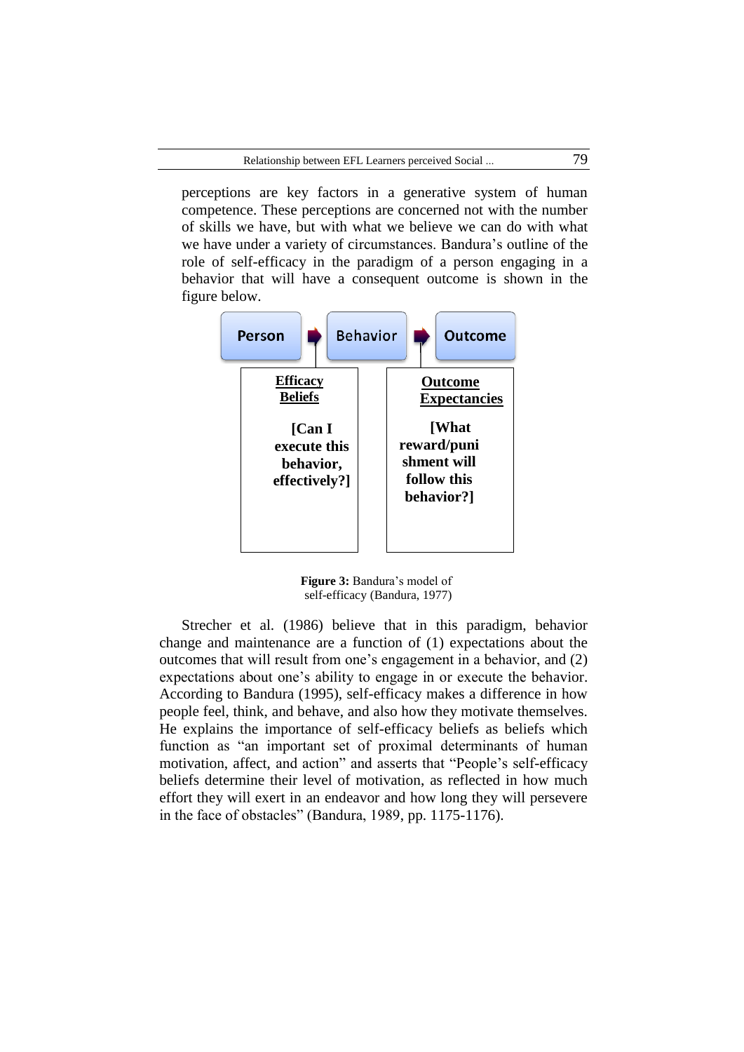perceptions are key factors in a generative system of human competence. These perceptions are concerned not with the number of skills we have, but with what we believe we can do with what we have under a variety of circumstances. Bandura's outline of the role of self-efficacy in the paradigm of a person engaging in a behavior that will have a consequent outcome is shown in the figure below.

Person → Behavior → Outcome

**Efficacy Beliefs**

**[Can I execute this behavior, effectively?]**

**Outcome Expectancies**

**[What reward/punishment will follow this behavior?]**

**Figure 3:** Bandura's model of self-efficacy (Bandura, 1977)

Strecher et al. (1986) believe that in this paradigm, behavior change and maintenance are a function of (1) expectations about the outcomes that will result from one's engagement in a behavior, and (2) expectations about one's ability to engage in or execute the behavior. According to Bandura (1995), self-efficacy makes a difference in how people feel, think, and behave, and also how they motivate themselves. He explains the importance of self-efficacy beliefs as beliefs which function as "an important set of proximal determinants of human motivation, affect, and action" and asserts that "People's self-efficacy beliefs determine their level of motivation, as reflected in how much effort they will exert in an endeavor and how long they will persevere in the face of obstacles" (Bandura, 1989, pp. 1175-1176).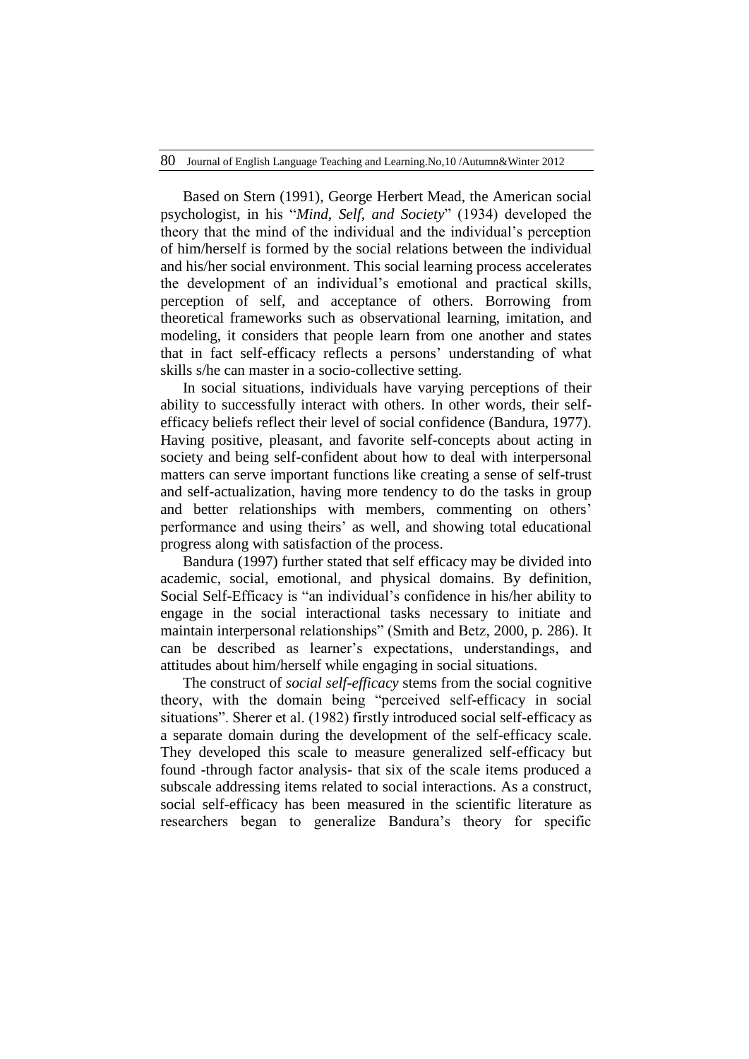Based on Stern (1991), George Herbert Mead, the American social psychologist, in his "*Mind, Self, and Society*" (1934) developed the theory that the mind of the individual and the individual's perception of him/herself is formed by the social relations between the individual and his/her social environment. This social learning process accelerates the development of an individual's emotional and practical skills, perception of self, and acceptance of others. Borrowing from theoretical frameworks such as observational learning, imitation, and modeling, it considers that people learn from one another and states that in fact self-efficacy reflects a persons' understanding of what skills s/he can master in a socio-collective setting.

In social situations, individuals have varying perceptions of their ability to successfully interact with others. In other words, their self-efficacy beliefs reflect their level of social confidence (Bandura, 1977). Having positive, pleasant, and favorite self-concepts about acting in society and being self-confident about how to deal with interpersonal matters can serve important functions like creating a sense of self-trust and self-actualization, having more tendency to do the tasks in group and better relationships with members, commenting on others' performance and using theirs' as well, and showing total educational progress along with satisfaction of the process.

Bandura (1997) further stated that self efficacy may be divided into academic, social, emotional, and physical domains. By definition, Social Self-Efficacy is "an individual's confidence in his/her ability to engage in the social interactional tasks necessary to initiate and maintain interpersonal relationships" (Smith and Betz, 2000, p. 286). It can be described as learner's expectations, understandings, and attitudes about him/herself while engaging in social situations.

The construct of *social self-efficacy* stems from the social cognitive theory, with the domain being "perceived self-efficacy in social situations". Sherer et al. (1982) firstly introduced social self-efficacy as a separate domain during the development of the self-efficacy scale. They developed this scale to measure generalized self-efficacy but found -through factor analysis- that six of the scale items produced a subscale addressing items related to social interactions. As a construct, social self-efficacy has been measured in the scientific literature as researchers began to generalize Bandura's theory for specific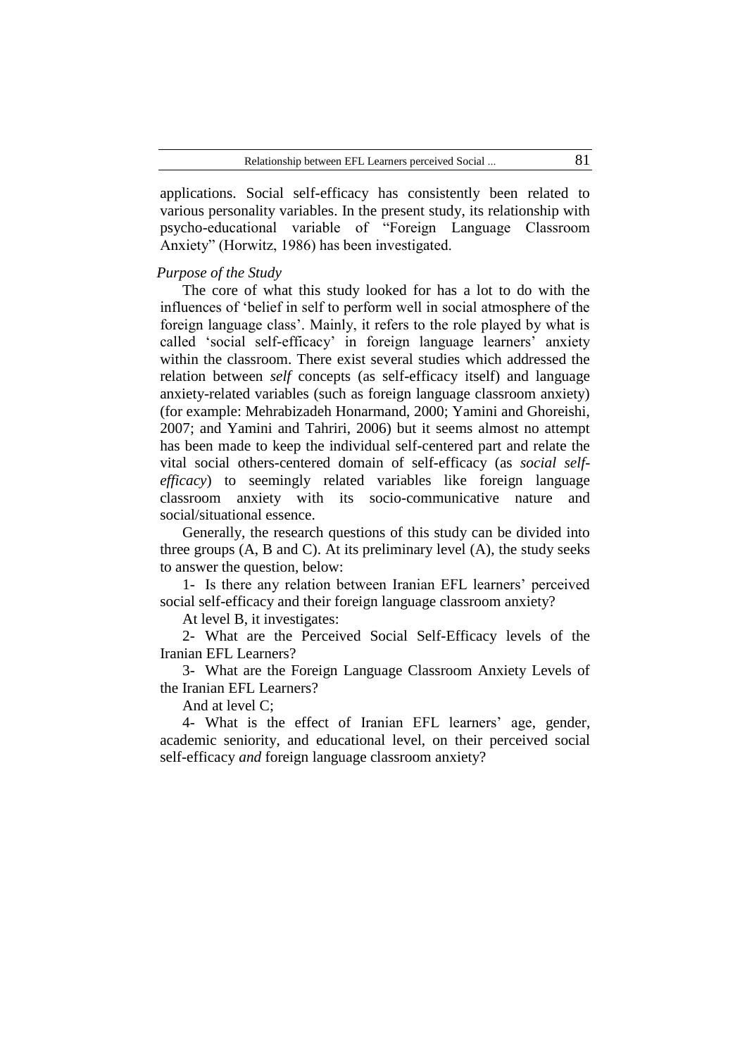applications. Social self-efficacy has consistently been related to various personality variables. In the present study, its relationship with psycho-educational variable of "Foreign Language Classroom Anxiety" (Horwitz, 1986) has been investigated.

*Purpose of the Study*

The core of what this study looked for has a lot to do with the influences of 'belief in self to perform well in social atmosphere of the foreign language class'. Mainly, it refers to the role played by what is called 'social self-efficacy' in foreign language learners' anxiety within the classroom. There exist several studies which addressed the relation between *self* concepts (as self-efficacy itself) and language anxiety-related variables (such as foreign language classroom anxiety) (for example: Mehrabizadeh Honarmand, 2000; Yamini and Ghoreishi, 2007; and Yamini and Tahriri, 2006) but it seems almost no attempt has been made to keep the individual self-centered part and relate the vital social others-centered domain of self-efficacy (as *social self-efficacy*) to seemingly related variables like foreign language classroom anxiety with its socio-communicative nature and social/situational essence.

Generally, the research questions of this study can be divided into three groups (A, B and C). At its preliminary level (A), the study seeks to answer the question, below:

1- Is there any relation between Iranian EFL learners' perceived social self-efficacy and their foreign language classroom anxiety?

At level B, it investigates:

2- What are the Perceived Social Self-Efficacy levels of the Iranian EFL Learners?

3- What are the Foreign Language Classroom Anxiety Levels of the Iranian EFL Learners?

And at level C;

4- What is the effect of Iranian EFL learners' age, gender, academic seniority, and educational level, on their perceived social self-efficacy *and* foreign language classroom anxiety?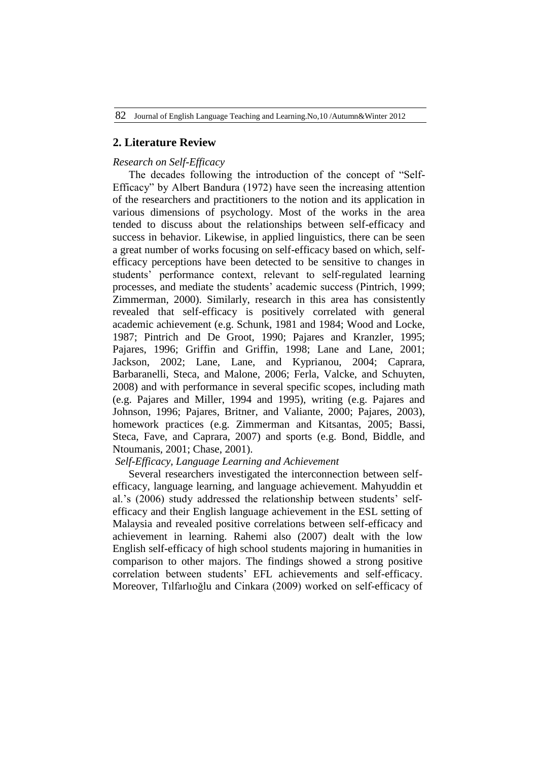## 2. Literature Review

*Research on Self-Efficacy*

The decades following the introduction of the concept of "Self-Efficacy" by Albert Bandura (1972) have seen the increasing attention of the researchers and practitioners to the notion and its application in various dimensions of psychology. Most of the works in the area tended to discuss about the relationships between self-efficacy and success in behavior. Likewise, in applied linguistics, there can be seen a great number of works focusing on self-efficacy based on which, self-efficacy perceptions have been detected to be sensitive to changes in students' performance context, relevant to self-regulated learning processes, and mediate the students' academic success (Pintrich, 1999; Zimmerman, 2000). Similarly, research in this area has consistently revealed that self-efficacy is positively correlated with general academic achievement (e.g. Schunk, 1981 and 1984; Wood and Locke, 1987; Pintrich and De Groot, 1990; Pajares and Kranzler, 1995; Pajares, 1996; Griffin and Griffin, 1998; Lane and Lane, 2001; Jackson, 2002; Lane, Lane, and Kyprianou, 2004; Caprara, Barbaranelli, Steca, and Malone, 2006; Ferla, Valcke, and Schuyten, 2008) and with performance in several specific scopes, including math (e.g. Pajares and Miller, 1994 and 1995), writing (e.g. Pajares and Johnson, 1996; Pajares, Britner, and Valiante, 2000; Pajares, 2003), homework practices (e.g. Zimmerman and Kitsantas, 2005; Bassi, Steca, Fave, and Caprara, 2007) and sports (e.g. Bond, Biddle, and Ntoumanis, 2001; Chase, 2001).

*Self-Efficacy, Language Learning and Achievement*

Several researchers investigated the interconnection between self-efficacy, language learning, and language achievement. Mahyuddin et al.'s (2006) study addressed the relationship between students' self-efficacy and their English language achievement in the ESL setting of Malaysia and revealed positive correlations between self-efficacy and achievement in learning. Rahemi also (2007) dealt with the low English self-efficacy of high school students majoring in humanities in comparison to other majors. The findings showed a strong positive correlation between students' EFL achievements and self-efficacy. Moreover, Tılfarlıoğlu and Cinkara (2009) worked on self-efficacy of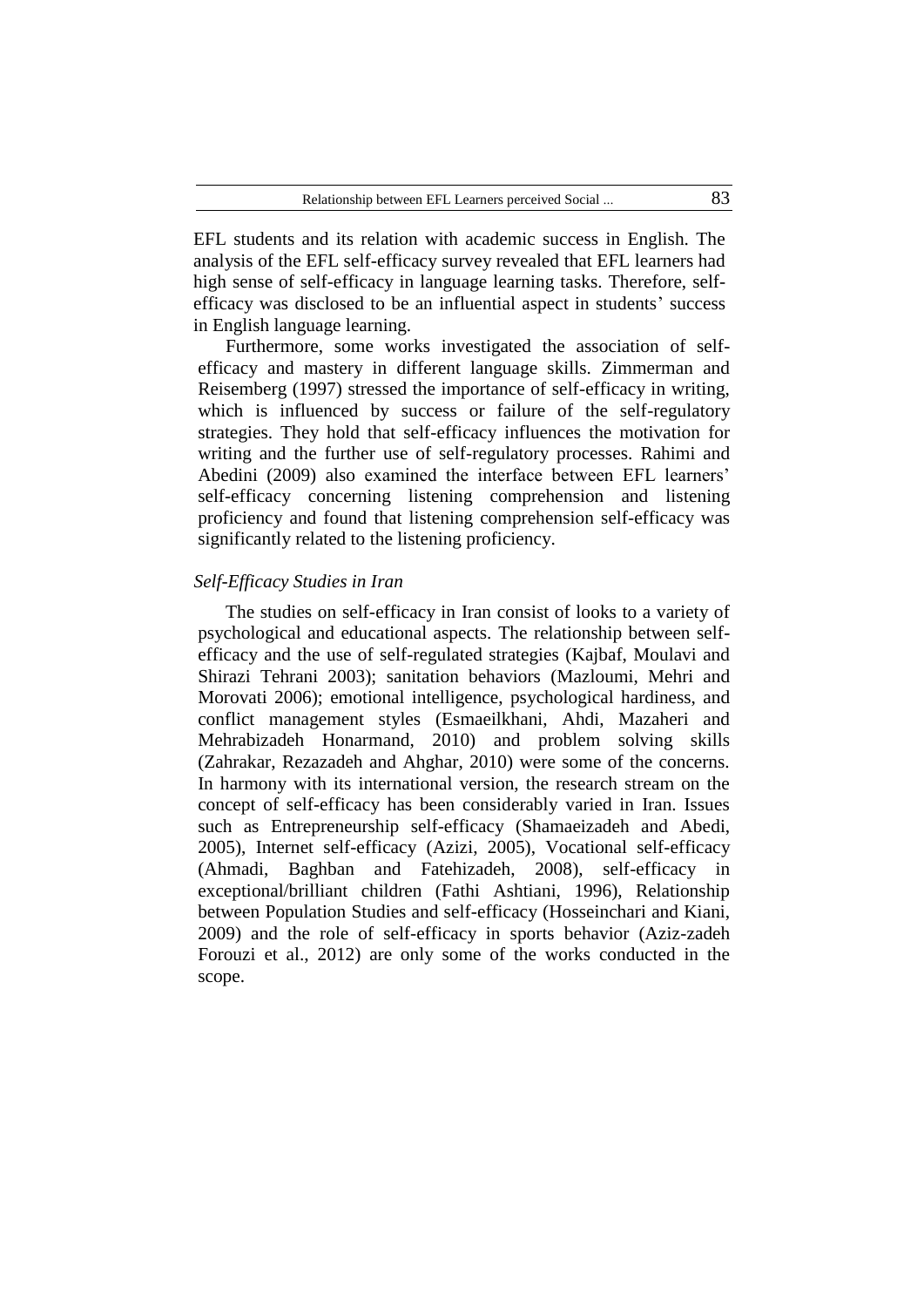EFL students and its relation with academic success in English. The analysis of the EFL self-efficacy survey revealed that EFL learners had high sense of self-efficacy in language learning tasks. Therefore, self-efficacy was disclosed to be an influential aspect in students' success in English language learning.

Furthermore, some works investigated the association of self-efficacy and mastery in different language skills. Zimmerman and Reisemberg (1997) stressed the importance of self-efficacy in writing, which is influenced by success or failure of the self-regulatory strategies. They hold that self-efficacy influences the motivation for writing and the further use of self-regulatory processes. Rahimi and Abedini (2009) also examined the interface between EFL learners' self-efficacy concerning listening comprehension and listening proficiency and found that listening comprehension self-efficacy was significantly related to the listening proficiency.

*Self-Efficacy Studies in Iran*

The studies on self-efficacy in Iran consist of looks to a variety of psychological and educational aspects. The relationship between self-efficacy and the use of self-regulated strategies (Kajbaf, Moulavi and Shirazi Tehrani 2003); sanitation behaviors (Mazloumi, Mehri and Morovati 2006); emotional intelligence, psychological hardiness, and conflict management styles (Esmaeilkhani, Ahdi, Mazaheri and Mehrabizadeh Honarmand, 2010) and problem solving skills (Zahrakar, Rezazadeh and Ahghar, 2010) were some of the concerns. In harmony with its international version, the research stream on the concept of self-efficacy has been considerably varied in Iran. Issues such as Entrepreneurship self-efficacy (Shamaeizadeh and Abedi, 2005), Internet self-efficacy (Azizi, 2005), Vocational self-efficacy (Ahmadi, Baghban and Fatehizadeh, 2008), self-efficacy in exceptional/brilliant children (Fathi Ashtiani, 1996), Relationship between Population Studies and self-efficacy (Hosseinchari and Kiani, 2009) and the role of self-efficacy in sports behavior (Aziz-zadeh Forouzi et al., 2012) are only some of the works conducted in the scope.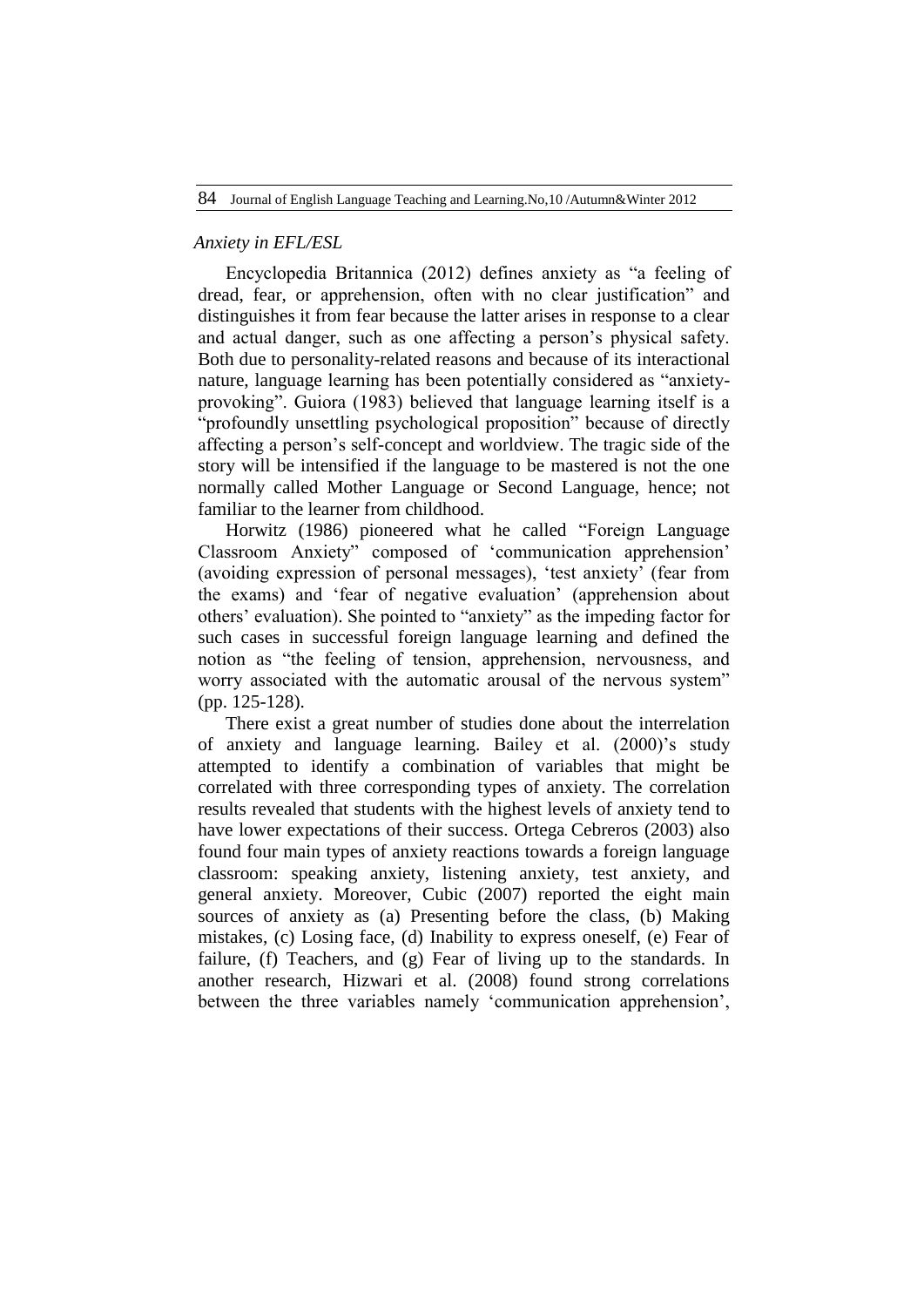*Anxiety in EFL/ESL*

Encyclopedia Britannica (2012) defines anxiety as "a feeling of dread, fear, or apprehension, often with no clear justification" and distinguishes it from fear because the latter arises in response to a clear and actual danger, such as one affecting a person's physical safety. Both due to personality-related reasons and because of its interactional nature, language learning has been potentially considered as "anxiety-provoking". Guiora (1983) believed that language learning itself is a "profoundly unsettling psychological proposition" because of directly affecting a person's self-concept and worldview. The tragic side of the story will be intensified if the language to be mastered is not the one normally called Mother Language or Second Language, hence; not familiar to the learner from childhood.

Horwitz (1986) pioneered what he called "Foreign Language Classroom Anxiety" composed of 'communication apprehension' (avoiding expression of personal messages), 'test anxiety' (fear from the exams) and 'fear of negative evaluation' (apprehension about others' evaluation). She pointed to "anxiety" as the impeding factor for such cases in successful foreign language learning and defined the notion as "the feeling of tension, apprehension, nervousness, and worry associated with the automatic arousal of the nervous system" (pp. 125-128).

There exist a great number of studies done about the interrelation of anxiety and language learning. Bailey et al. (2000)'s study attempted to identify a combination of variables that might be correlated with three corresponding types of anxiety. The correlation results revealed that students with the highest levels of anxiety tend to have lower expectations of their success. Ortega Cebreros (2003) also found four main types of anxiety reactions towards a foreign language classroom: speaking anxiety, listening anxiety, test anxiety, and general anxiety. Moreover, Cubic (2007) reported the eight main sources of anxiety as (a) Presenting before the class, (b) Making mistakes, (c) Losing face, (d) Inability to express oneself, (e) Fear of failure, (f) Teachers, and (g) Fear of living up to the standards. In another research, Hizwari et al. (2008) found strong correlations between the three variables namely 'communication apprehension',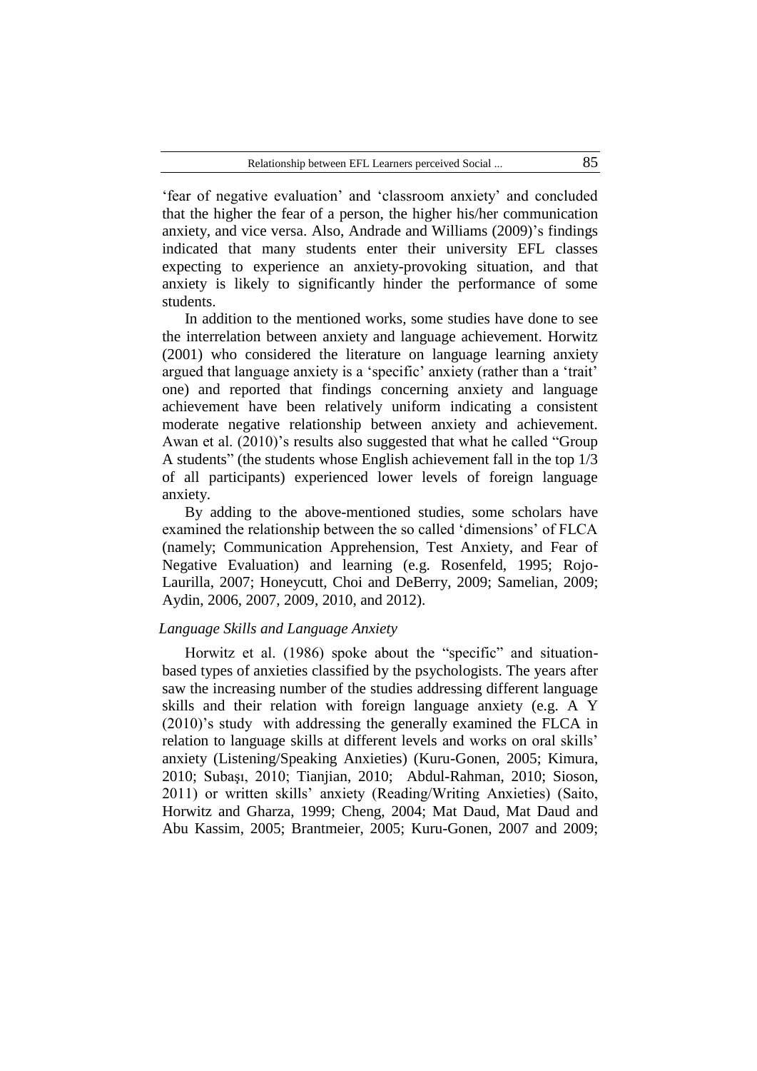'fear of negative evaluation' and 'classroom anxiety' and concluded that the higher the fear of a person, the higher his/her communication anxiety, and vice versa. Also, Andrade and Williams (2009)'s findings indicated that many students enter their university EFL classes expecting to experience an anxiety-provoking situation, and that anxiety is likely to significantly hinder the performance of some students.

In addition to the mentioned works, some studies have done to see the interrelation between anxiety and language achievement. Horwitz (2001) who considered the literature on language learning anxiety argued that language anxiety is a 'specific' anxiety (rather than a 'trait' one) and reported that findings concerning anxiety and language achievement have been relatively uniform indicating a consistent moderate negative relationship between anxiety and achievement. Awan et al. (2010)'s results also suggested that what he called "Group A students" (the students whose English achievement fall in the top 1/3 of all participants) experienced lower levels of foreign language anxiety.

By adding to the above-mentioned studies, some scholars have examined the relationship between the so called 'dimensions' of FLCA (namely; Communication Apprehension, Test Anxiety, and Fear of Negative Evaluation) and learning (e.g. Rosenfeld, 1995; Rojo-Laurilla, 2007; Honeycutt, Choi and DeBerry, 2009; Samelian, 2009; Aydin, 2006, 2007, 2009, 2010, and 2012).

### *Language Skills and Language Anxiety*

Horwitz et al. (1986) spoke about the "specific" and situation-based types of anxieties classified by the psychologists. The years after saw the increasing number of the studies addressing different language skills and their relation with foreign language anxiety (e.g. A Y (2010)'s study with addressing the generally examined the FLCA in relation to language skills at different levels and works on oral skills' anxiety (Listening/Speaking Anxieties) (Kuru-Gonen, 2005; Kimura, 2010; Subaşı, 2010; Tianjian, 2010; Abdul-Rahman, 2010; Sioson, 2011) or written skills' anxiety (Reading/Writing Anxieties) (Saito, Horwitz and Gharza, 1999; Cheng, 2004; Mat Daud, Mat Daud and Abu Kassim, 2005; Brantmeier, 2005; Kuru-Gonen, 2007 and 2009;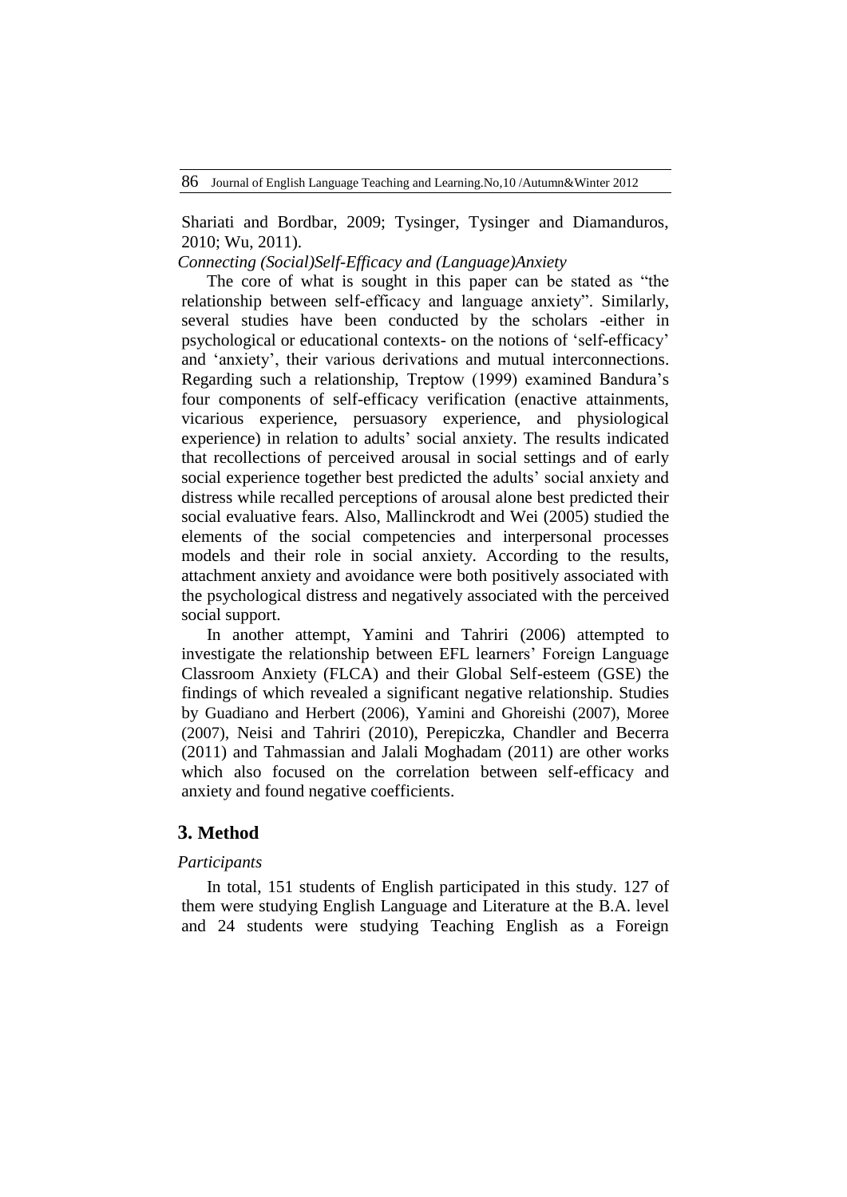Shariati and Bordbar, 2009; Tysinger, Tysinger and Diamanduros, 2010; Wu, 2011).

*Connecting (Social)Self-Efficacy and (Language)Anxiety*

The core of what is sought in this paper can be stated as "the relationship between self-efficacy and language anxiety". Similarly, several studies have been conducted by the scholars -either in psychological or educational contexts- on the notions of 'self-efficacy' and 'anxiety', their various derivations and mutual interconnections. Regarding such a relationship, Treptow (1999) examined Bandura's four components of self-efficacy verification (enactive attainments, vicarious experience, persuasory experience, and physiological experience) in relation to adults' social anxiety. The results indicated that recollections of perceived arousal in social settings and of early social experience together best predicted the adults' social anxiety and distress while recalled perceptions of arousal alone best predicted their social evaluative fears. Also, Mallinckrodt and Wei (2005) studied the elements of the social competencies and interpersonal processes models and their role in social anxiety. According to the results, attachment anxiety and avoidance were both positively associated with the psychological distress and negatively associated with the perceived social support.

In another attempt, Yamini and Tahriri (2006) attempted to investigate the relationship between EFL learners' Foreign Language Classroom Anxiety (FLCA) and their Global Self-esteem (GSE) the findings of which revealed a significant negative relationship. Studies by Guadiano and Herbert (2006), Yamini and Ghoreishi (2007), Moree (2007), Neisi and Tahriri (2010), Perepiczka, Chandler and Becerra (2011) and Tahmassian and Jalali Moghadam (2011) are other works which also focused on the correlation between self-efficacy and anxiety and found negative coefficients.

## 3. Method

*Participants*

In total, 151 students of English participated in this study. 127 of them were studying English Language and Literature at the B.A. level and 24 students were studying Teaching English as a Foreign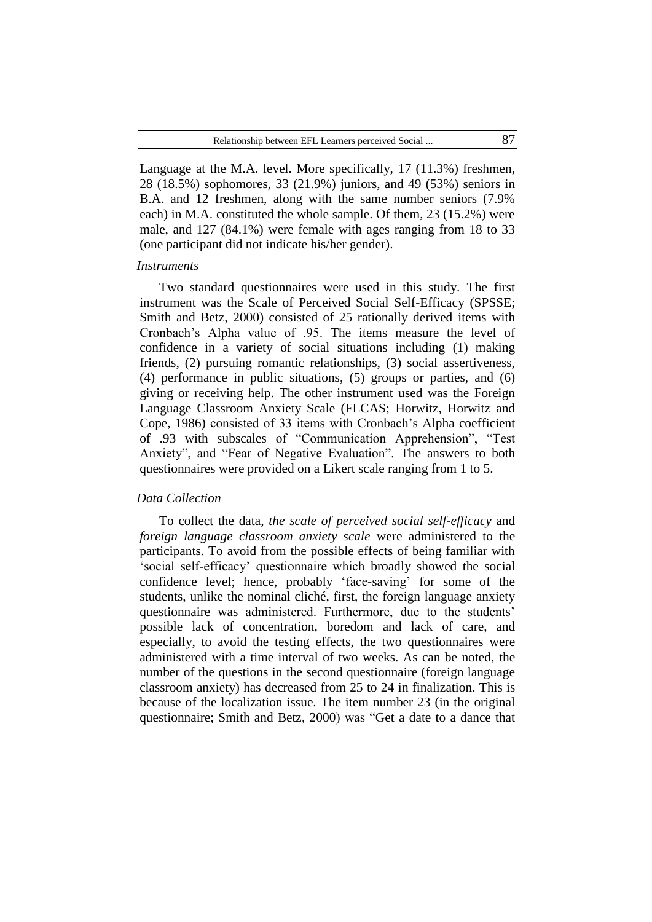Language at the M.A. level. More specifically, 17 (11.3%) freshmen, 28 (18.5%) sophomores, 33 (21.9%) juniors, and 49 (53%) seniors in B.A. and 12 freshmen, along with the same number seniors (7.9% each) in M.A. constituted the whole sample. Of them, 23 (15.2%) were male, and 127 (84.1%) were female with ages ranging from 18 to 33 (one participant did not indicate his/her gender).

*Instruments*

Two standard questionnaires were used in this study. The first instrument was the Scale of Perceived Social Self-Efficacy (SPSSE; Smith and Betz, 2000) consisted of 25 rationally derived items with Cronbach's Alpha value of .95. The items measure the level of confidence in a variety of social situations including (1) making friends, (2) pursuing romantic relationships, (3) social assertiveness, (4) performance in public situations, (5) groups or parties, and (6) giving or receiving help. The other instrument used was the Foreign Language Classroom Anxiety Scale (FLCAS; Horwitz, Horwitz and Cope, 1986) consisted of 33 items with Cronbach's Alpha coefficient of .93 with subscales of "Communication Apprehension", "Test Anxiety", and "Fear of Negative Evaluation". The answers to both questionnaires were provided on a Likert scale ranging from 1 to 5.

*Data Collection*

To collect the data, *the scale of perceived social self-efficacy* and *foreign language classroom anxiety scale* were administered to the participants. To avoid from the possible effects of being familiar with 'social self-efficacy' questionnaire which broadly showed the social confidence level; hence, probably 'face-saving' for some of the students, unlike the nominal cliché, first, the foreign language anxiety questionnaire was administered. Furthermore, due to the students' possible lack of concentration, boredom and lack of care, and especially, to avoid the testing effects, the two questionnaires were administered with a time interval of two weeks. As can be noted, the number of the questions in the second questionnaire (foreign language classroom anxiety) has decreased from 25 to 24 in finalization. This is because of the localization issue. The item number 23 (in the original questionnaire; Smith and Betz, 2000) was "Get a date to a dance that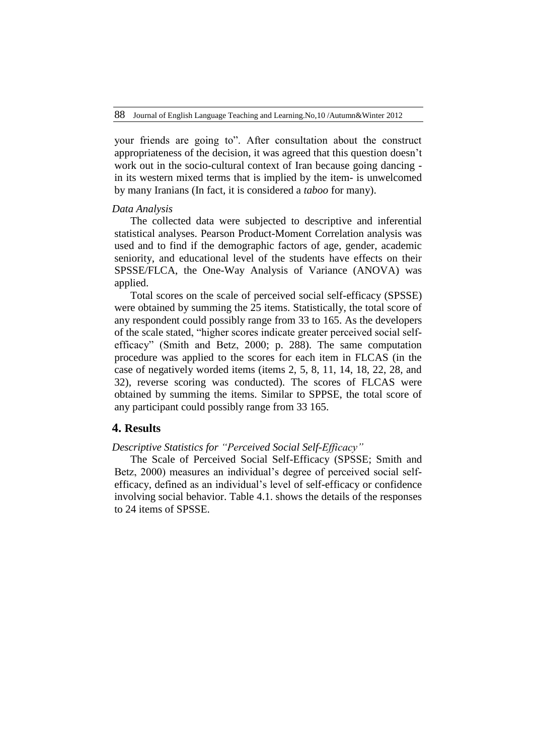your friends are going to". After consultation about the construct appropriateness of the decision, it was agreed that this question doesn't work out in the socio-cultural context of Iran because going dancing - in its western mixed terms that is implied by the item- is unwelcomed by many Iranians (In fact, it is considered a *taboo* for many).

*Data Analysis*

The collected data were subjected to descriptive and inferential statistical analyses. Pearson Product-Moment Correlation analysis was used and to find if the demographic factors of age, gender, academic seniority, and educational level of the students have effects on their SPSSE/FLCA, the One-Way Analysis of Variance (ANOVA) was applied.

Total scores on the scale of perceived social self-efficacy (SPSSE) were obtained by summing the 25 items. Statistically, the total score of any respondent could possibly range from 33 to 165. As the developers of the scale stated, "higher scores indicate greater perceived social self-efficacy" (Smith and Betz, 2000; p. 288). The same computation procedure was applied to the scores for each item in FLCAS (in the case of negatively worded items (items 2, 5, 8, 11, 14, 18, 22, 28, and 32), reverse scoring was conducted). The scores of FLCAS were obtained by summing the items. Similar to SPPSE, the total score of any participant could possibly range from 33 165.

## 4. Results

*Descriptive Statistics for "Perceived Social Self-Efficacy"*

The Scale of Perceived Social Self-Efficacy (SPSSE; Smith and Betz, 2000) measures an individual's degree of perceived social self-efficacy, defined as an individual's level of self-efficacy or confidence involving social behavior. Table 4.1. shows the details of the responses to 24 items of SPSSE.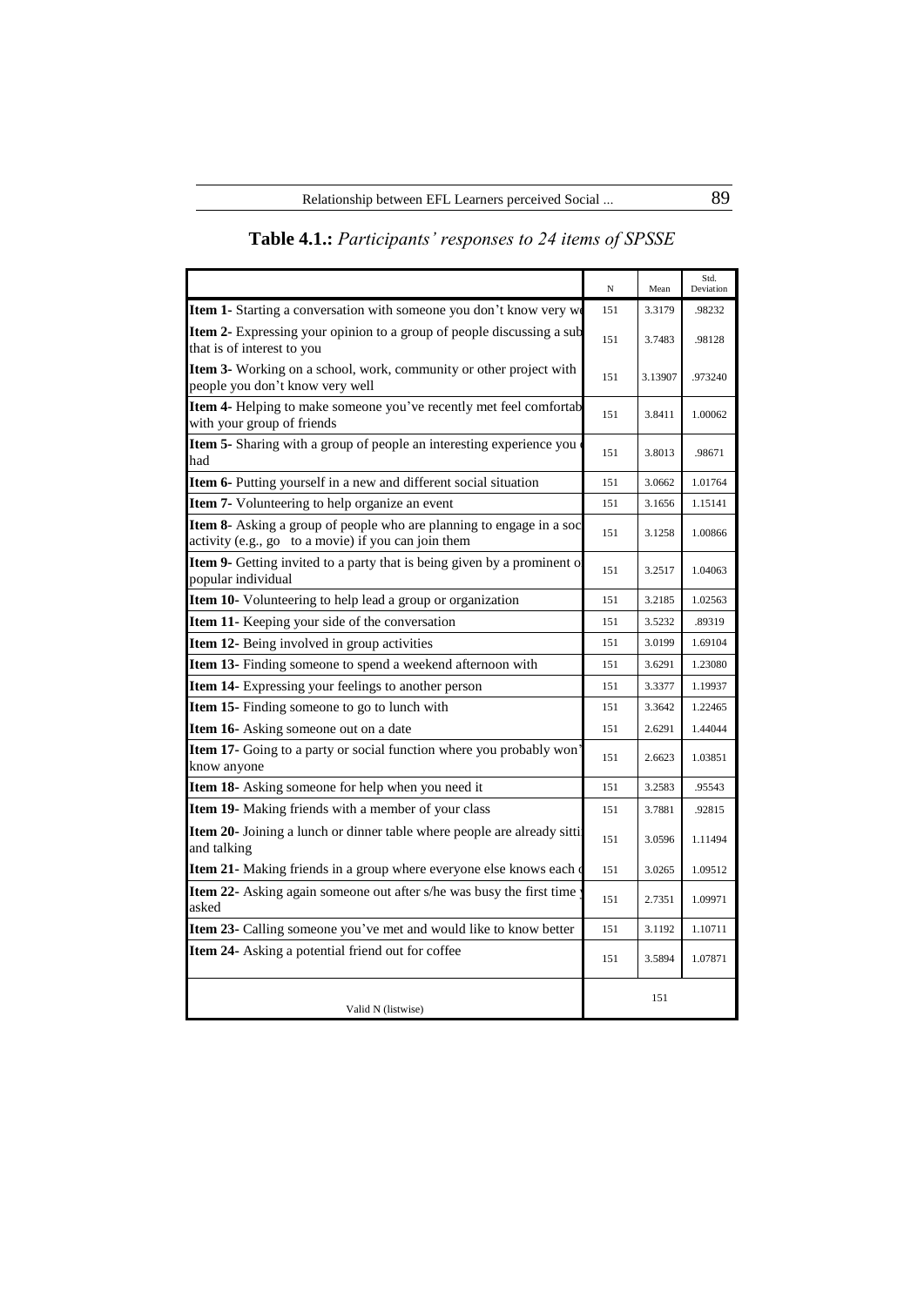**Table 4.1.:** *Participants' responses to 24 items of SPSSE*

| | N | Mean | Std. Deviation |
|---|---|---|---|
| **Item 1-** Starting a conversation with someone you don't know very we | 151 | 3.3179 | .98232 |
| **Item 2-** Expressing your opinion to a group of people discussing a sub that is of interest to you | 151 | 3.7483 | .98128 |
| **Item 3-** Working on a school, work, community or other project with people you don't know very well | 151 | 3.13907 | .973240 |
| **Item 4-** Helping to make someone you've recently met feel comfortab with your group of friends | 151 | 3.8411 | 1.00062 |
| **Item 5-** Sharing with a group of people an interesting experience you had | 151 | 3.8013 | .98671 |
| **Item 6-** Putting yourself in a new and different social situation | 151 | 3.0662 | 1.01764 |
| **Item 7-** Volunteering to help organize an event | 151 | 3.1656 | 1.15141 |
| **Item 8-** Asking a group of people who are planning to engage in a soc activity (e.g., go to a movie) if you can join them | 151 | 3.1258 | 1.00866 |
| **Item 9-** Getting invited to a party that is being given by a prominent o popular individual | 151 | 3.2517 | 1.04063 |
| **Item 10-** Volunteering to help lead a group or organization | 151 | 3.2185 | 1.02563 |
| **Item 11-** Keeping your side of the conversation | 151 | 3.5232 | .89319 |
| **Item 12-** Being involved in group activities | 151 | 3.0199 | 1.69104 |
| **Item 13-** Finding someone to spend a weekend afternoon with | 151 | 3.6291 | 1.23080 |
| **Item 14-** Expressing your feelings to another person | 151 | 3.3377 | 1.19937 |
| **Item 15-** Finding someone to go to lunch with | 151 | 3.3642 | 1.22465 |
| **Item 16-** Asking someone out on a date | 151 | 2.6291 | 1.44044 |
| **Item 17-** Going to a party or social function where you probably won' know anyone | 151 | 2.6623 | 1.03851 |
| **Item 18-** Asking someone for help when you need it | 151 | 3.2583 | .95543 |
| **Item 19-** Making friends with a member of your class | 151 | 3.7881 | .92815 |
| **Item 20-** Joining a lunch or dinner table where people are already sitti and talking | 151 | 3.0596 | 1.11494 |
| **Item 21-** Making friends in a group where everyone else knows each o | 151 | 3.0265 | 1.09512 |
| **Item 22-** Asking again someone out after s/he was busy the first time asked | 151 | 2.7351 | 1.09971 |
| **Item 23-** Calling someone you've met and would like to know better | 151 | 3.1192 | 1.10711 |
| **Item 24-** Asking a potential friend out for coffee | 151 | 3.5894 | 1.07871 |
| Valid N (listwise) | 151 | | |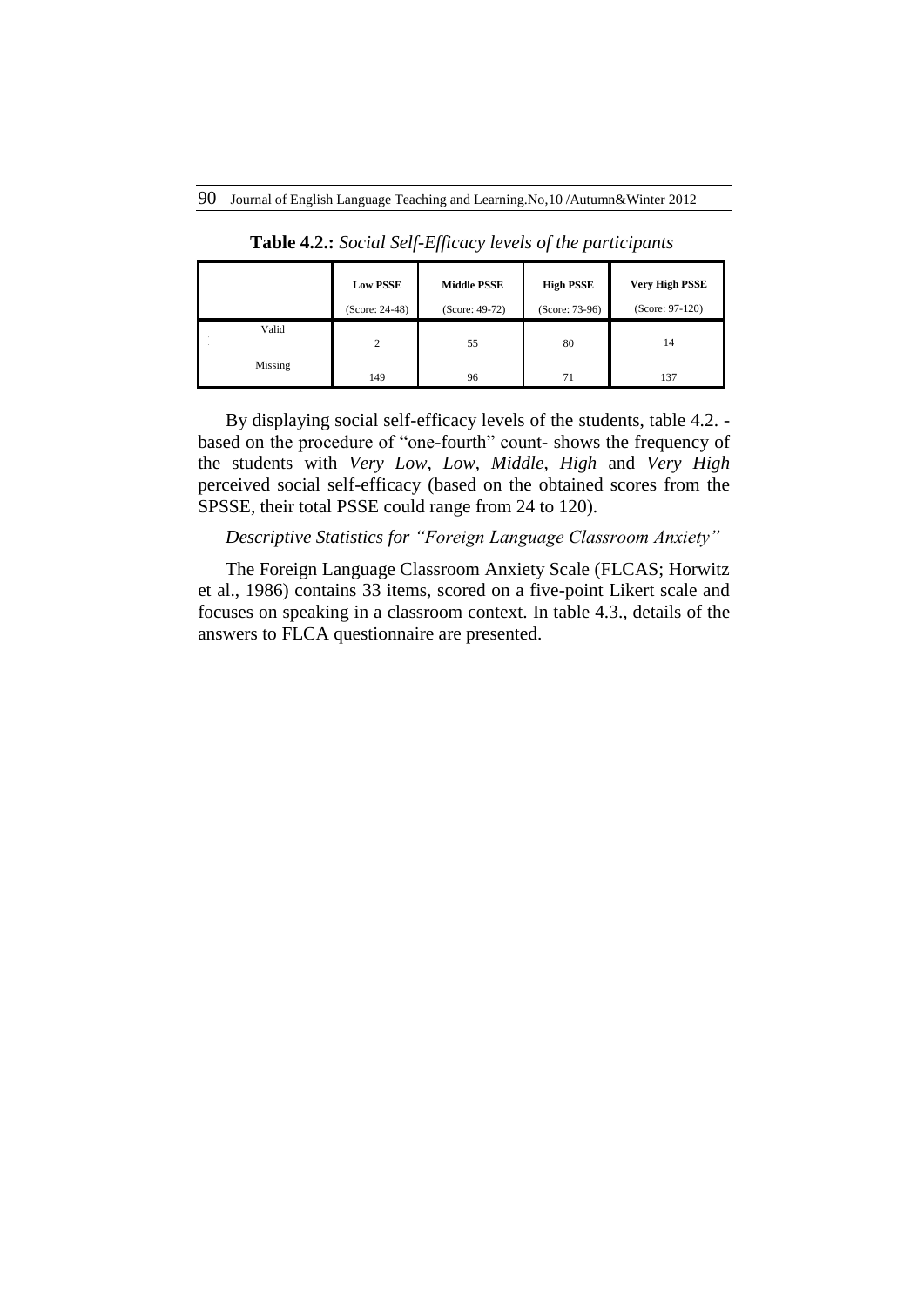**Table 4.2.:** *Social Self-Efficacy levels of the participants*

| | **Low PSSE** (Score: 24-48) | **Middle PSSE** (Score: 49-72) | **High PSSE** (Score: 73-96) | **Very High PSSE** (Score: 97-120) |
|---|---|---|---|---|
| Valid | 2 | 55 | 80 | 14 |
| Missing | 149 | 96 | 71 | 137 |

By displaying social self-efficacy levels of the students, table 4.2. -based on the procedure of "one-fourth" count- shows the frequency of the students with *Very Low*, *Low*, *Middle*, *High* and *Very High* perceived social self-efficacy (based on the obtained scores from the SPSSE, their total PSSE could range from 24 to 120).

*Descriptive Statistics for "Foreign Language Classroom Anxiety"*

The Foreign Language Classroom Anxiety Scale (FLCAS; Horwitz et al., 1986) contains 33 items, scored on a five-point Likert scale and focuses on speaking in a classroom context. In table 4.3., details of the answers to FLCA questionnaire are presented.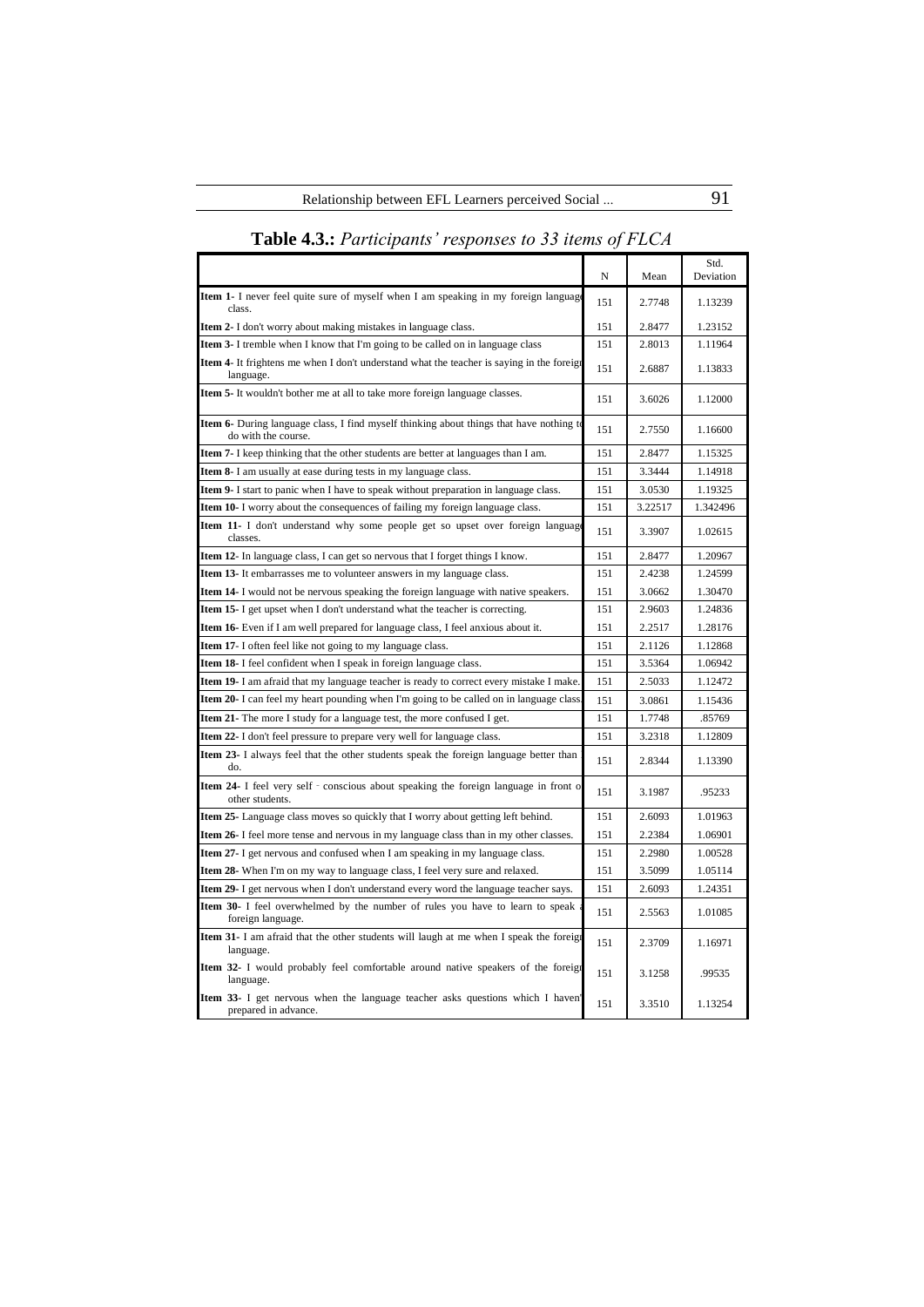**Table 4.3.:** *Participants' responses to 33 items of FLCA*

| | N | Mean | Std. Deviation |
|---|---|---|---|
| **Item 1-** I never feel quite sure of myself when I am speaking in my foreign language class. | 151 | 2.7748 | 1.13239 |
| **Item 2-** I don't worry about making mistakes in language class. | 151 | 2.8477 | 1.23152 |
| **Item 3-** I tremble when I know that I'm going to be called on in language class | 151 | 2.8013 | 1.11964 |
| **Item 4-** It frightens me when I don't understand what the teacher is saying in the foreign language. | 151 | 2.6887 | 1.13833 |
| **Item 5-** It wouldn't bother me at all to take more foreign language classes. | 151 | 3.6026 | 1.12000 |
| **Item 6-** During language class, I find myself thinking about things that have nothing to do with the course. | 151 | 2.7550 | 1.16600 |
| **Item 7-** I keep thinking that the other students are better at languages than I am. | 151 | 2.8477 | 1.15325 |
| **Item 8-** I am usually at ease during tests in my language class. | 151 | 3.3444 | 1.14918 |
| **Item 9-** I start to panic when I have to speak without preparation in language class. | 151 | 3.0530 | 1.19325 |
| **Item 10-** I worry about the consequences of failing my foreign language class. | 151 | 3.22517 | 1.342496 |
| **Item 11-** I don't understand why some people get so upset over foreign language classes. | 151 | 3.3907 | 1.02615 |
| **Item 12-** In language class, I can get so nervous that I forget things I know. | 151 | 2.8477 | 1.20967 |
| **Item 13-** It embarrasses me to volunteer answers in my language class. | 151 | 2.4238 | 1.24599 |
| **Item 14-** I would not be nervous speaking the foreign language with native speakers. | 151 | 3.0662 | 1.30470 |
| **Item 15-** I get upset when I don't understand what the teacher is correcting. | 151 | 2.9603 | 1.24836 |
| **Item 16-** Even if I am well prepared for language class, I feel anxious about it. | 151 | 2.2517 | 1.28176 |
| **Item 17-** I often feel like not going to my language class. | 151 | 2.1126 | 1.12868 |
| **Item 18-** I feel confident when I speak in foreign language class. | 151 | 3.5364 | 1.06942 |
| **Item 19-** I am afraid that my language teacher is ready to correct every mistake I make. | 151 | 2.5033 | 1.12472 |
| **Item 20-** I can feel my heart pounding when I'm going to be called on in language class. | 151 | 3.0861 | 1.15436 |
| **Item 21-** The more I study for a language test, the more confused I get. | 151 | 1.7748 | .85769 |
| **Item 22-** I don't feel pressure to prepare very well for language class. | 151 | 3.2318 | 1.12809 |
| **Item 23-** I always feel that the other students speak the foreign language better than I do. | 151 | 2.8344 | 1.13390 |
| **Item 24-** I feel very self - conscious about speaking the foreign language in front of other students. | 151 | 3.1987 | .95233 |
| **Item 25-** Language class moves so quickly that I worry about getting left behind. | 151 | 2.6093 | 1.01963 |
| **Item 26-** I feel more tense and nervous in my language class than in my other classes. | 151 | 2.2384 | 1.06901 |
| **Item 27-** I get nervous and confused when I am speaking in my language class. | 151 | 2.2980 | 1.00528 |
| **Item 28-** When I'm on my way to language class, I feel very sure and relaxed. | 151 | 3.5099 | 1.05114 |
| **Item 29-** I get nervous when I don't understand every word the language teacher says. | 151 | 2.6093 | 1.24351 |
| **Item 30-** I feel overwhelmed by the number of rules you have to learn to speak a foreign language. | 151 | 2.5563 | 1.01085 |
| **Item 31-** I am afraid that the other students will laugh at me when I speak the foreign language. | 151 | 2.3709 | 1.16971 |
| **Item 32-** I would probably feel comfortable around native speakers of the foreign language. | 151 | 3.1258 | .99535 |
| **Item 33-** I get nervous when the language teacher asks questions which I haven't prepared in advance. | 151 | 3.3510 | 1.13254 |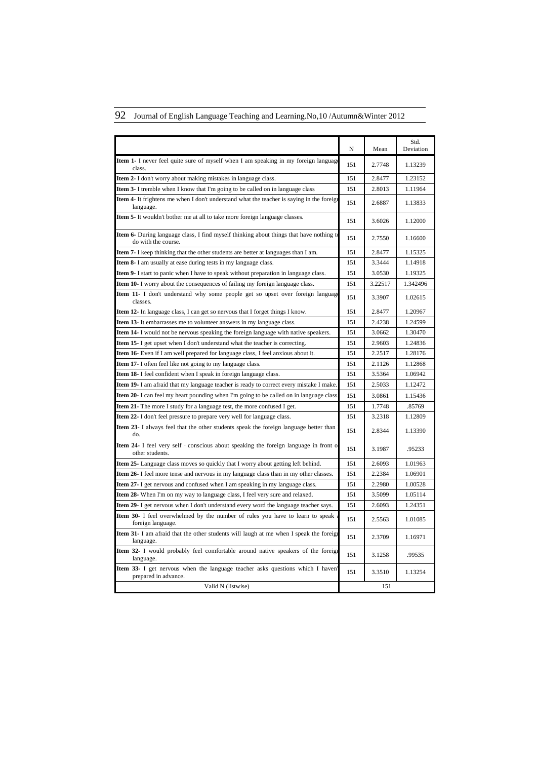| | N | Mean | Std. Deviation |
|---|---|---|---|
| **Item 1-** I never feel quite sure of myself when I am speaking in my foreign language class. | 151 | 2.7748 | 1.13239 |
| **Item 2-** I don't worry about making mistakes in language class. | 151 | 2.8477 | 1.23152 |
| **Item 3-** I tremble when I know that I'm going to be called on in language class | 151 | 2.8013 | 1.11964 |
| **Item 4-** It frightens me when I don't understand what the teacher is saying in the foreign language. | 151 | 2.6887 | 1.13833 |
| **Item 5-** It wouldn't bother me at all to take more foreign language classes. | 151 | 3.6026 | 1.12000 |
| **Item 6-** During language class, I find myself thinking about things that have nothing to do with the course. | 151 | 2.7550 | 1.16600 |
| **Item 7-** I keep thinking that the other students are better at languages than I am. | 151 | 2.8477 | 1.15325 |
| **Item 8-** I am usually at ease during tests in my language class. | 151 | 3.3444 | 1.14918 |
| **Item 9-** I start to panic when I have to speak without preparation in language class. | 151 | 3.0530 | 1.19325 |
| **Item 10-** I worry about the consequences of failing my foreign language class. | 151 | 3.22517 | 1.342496 |
| **Item 11-** I don't understand why some people get so upset over foreign language classes. | 151 | 3.3907 | 1.02615 |
| **Item 12-** In language class, I can get so nervous that I forget things I know. | 151 | 2.8477 | 1.20967 |
| **Item 13-** It embarrasses me to volunteer answers in my language class. | 151 | 2.4238 | 1.24599 |
| **Item 14-** I would not be nervous speaking the foreign language with native speakers. | 151 | 3.0662 | 1.30470 |
| **Item 15-** I get upset when I don't understand what the teacher is correcting. | 151 | 2.9603 | 1.24836 |
| **Item 16-** Even if I am well prepared for language class, I feel anxious about it. | 151 | 2.2517 | 1.28176 |
| **Item 17-** I often feel like not going to my language class. | 151 | 2.1126 | 1.12868 |
| **Item 18-** I feel confident when I speak in foreign language class. | 151 | 3.5364 | 1.06942 |
| **Item 19-** I am afraid that my language teacher is ready to correct every mistake I make. | 151 | 2.5033 | 1.12472 |
| **Item 20-** I can feel my heart pounding when I'm going to be called on in language class. | 151 | 3.0861 | 1.15436 |
| **Item 21-** The more I study for a language test, the more confused I get. | 151 | 1.7748 | .85769 |
| **Item 22-** I don't feel pressure to prepare very well for language class. | 151 | 3.2318 | 1.12809 |
| **Item 23-** I always feel that the other students speak the foreign language better than I do. | 151 | 2.8344 | 1.13390 |
| **Item 24-** I feel very self - conscious about speaking the foreign language in front of other students. | 151 | 3.1987 | .95233 |
| **Item 25-** Language class moves so quickly that I worry about getting left behind. | 151 | 2.6093 | 1.01963 |
| **Item 26-** I feel more tense and nervous in my language class than in my other classes. | 151 | 2.2384 | 1.06901 |
| **Item 27-** I get nervous and confused when I am speaking in my language class. | 151 | 2.2980 | 1.00528 |
| **Item 28-** When I'm on my way to language class, I feel very sure and relaxed. | 151 | 3.5099 | 1.05114 |
| **Item 29-** I get nervous when I don't understand every word the language teacher says. | 151 | 2.6093 | 1.24351 |
| **Item 30-** I feel overwhelmed by the number of rules you have to learn to speak a foreign language. | 151 | 2.5563 | 1.01085 |
| **Item 31-** I am afraid that the other students will laugh at me when I speak the foreign language. | 151 | 2.3709 | 1.16971 |
| **Item 32-** I would probably feel comfortable around native speakers of the foreign language. | 151 | 3.1258 | .99535 |
| **Item 33-** I get nervous when the language teacher asks questions which I haven't prepared in advance. | 151 | 3.3510 | 1.13254 |
| Valid N (listwise) | | 151 | |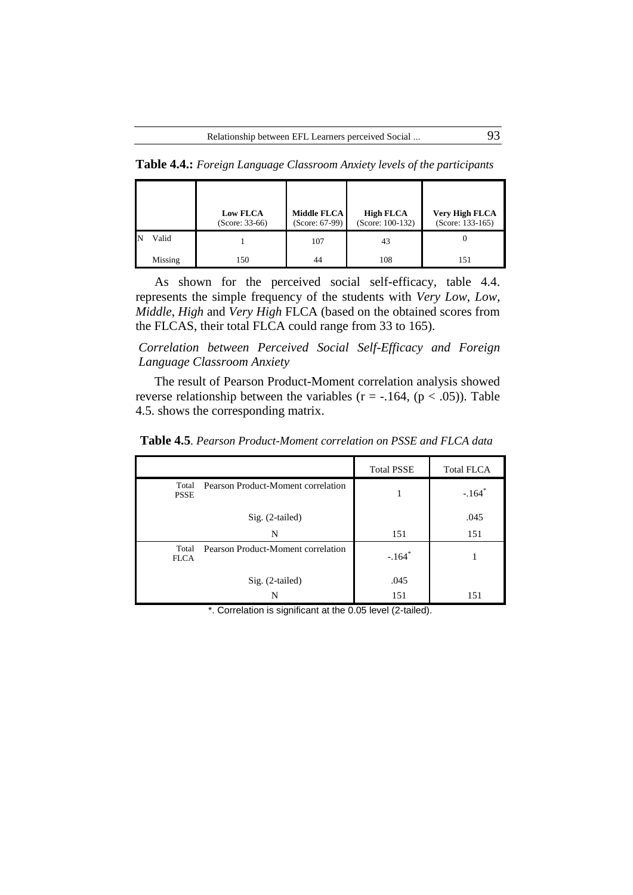**Table 4.4.:** *Foreign Language Classroom Anxiety levels of the participants*

| | | Low FLCA (Score: 33-66) | Middle FLCA (Score: 67-99) | High FLCA (Score: 100-132) | Very High FLCA (Score: 133-165) |
|---|---|---|---|---|---|
| N | Valid | 1 | 107 | 43 | 0 |
| | Missing | 150 | 44 | 108 | 151 |

As shown for the perceived social self-efficacy, table 4.4. represents the simple frequency of the students with *Very Low*, *Low*, *Middle*, *High* and *Very High* FLCA (based on the obtained scores from the FLCAS, their total FLCA could range from 33 to 165).

*Correlation between Perceived Social Self-Efficacy and Foreign Language Classroom Anxiety*

The result of Pearson Product-Moment correlation analysis showed reverse relationship between the variables ($r = -.164$, ($p < .05$)). Table 4.5. shows the corresponding matrix.

**Table 4.5**. *Pearson Product-Moment correlation on PSSE and FLCA data*

| | | Total PSSE | Total FLCA |
|---|---|---|---|
| Total PSSE | Pearson Product-Moment correlation | 1 | -.164* |
| | Sig. (2-tailed) | | .045 |
| | N | 151 | 151 |
| Total FLCA | Pearson Product-Moment correlation | -.164* | 1 |
| | Sig. (2-tailed) | .045 | |
| | N | 151 | 151 |

*. Correlation is significant at the 0.05 level (2-tailed).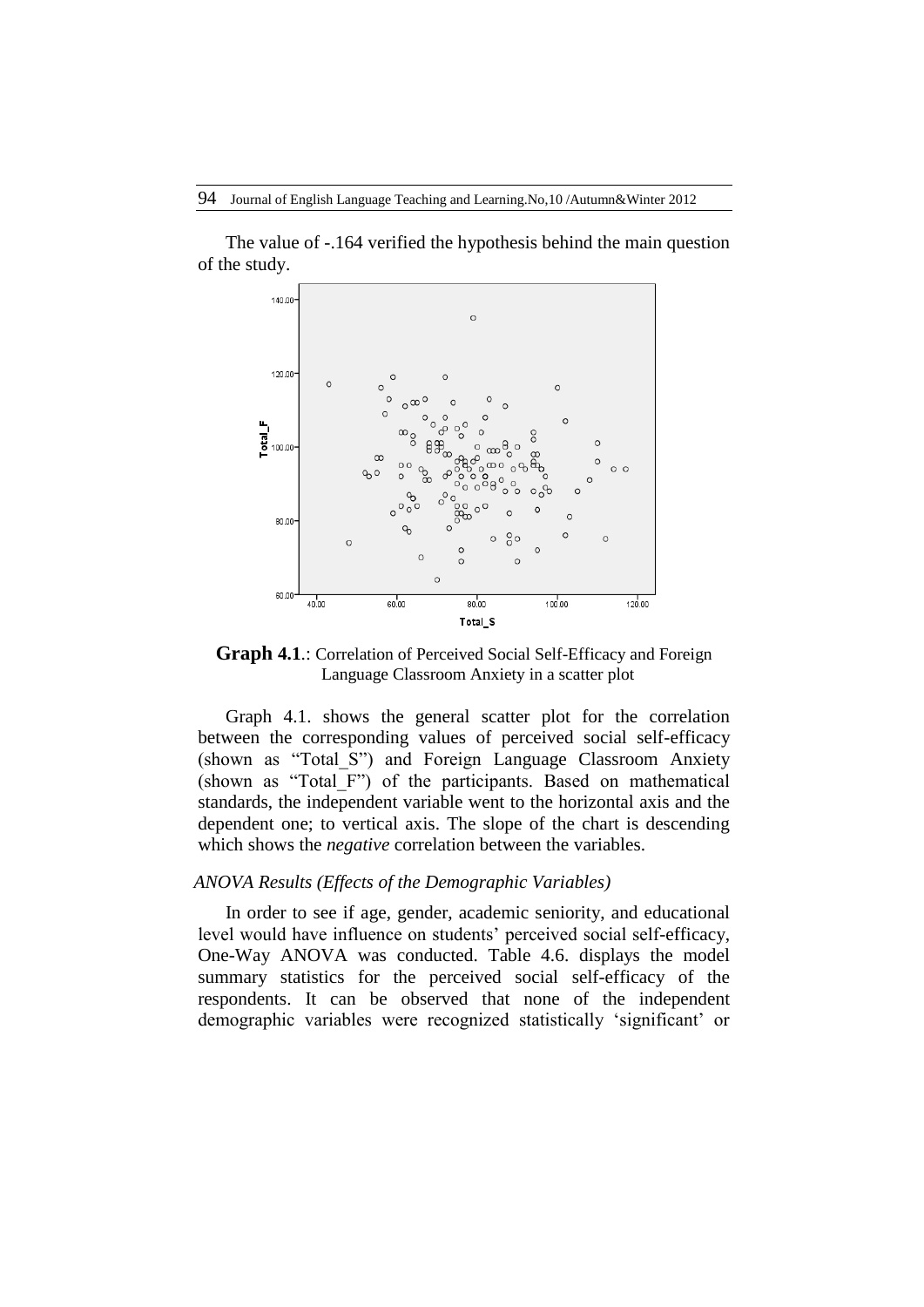The value of -.164 verified the hypothesis behind the main question of the study.

**Graph 4.1**.: Correlation of Perceived Social Self-Efficacy and Foreign Language Classroom Anxiety in a scatter plot

Graph 4.1. shows the general scatter plot for the correlation between the corresponding values of perceived social self-efficacy (shown as "Total_S") and Foreign Language Classroom Anxiety (shown as "Total_F") of the participants. Based on mathematical standards, the independent variable went to the horizontal axis and the dependent one; to vertical axis. The slope of the chart is descending which shows the *negative* correlation between the variables.

### *ANOVA Results (Effects of the Demographic Variables)*

In order to see if age, gender, academic seniority, and educational level would have influence on students' perceived social self-efficacy, One-Way ANOVA was conducted. Table 4.6. displays the model summary statistics for the perceived social self-efficacy of the respondents. It can be observed that none of the independent demographic variables were recognized statistically 'significant' or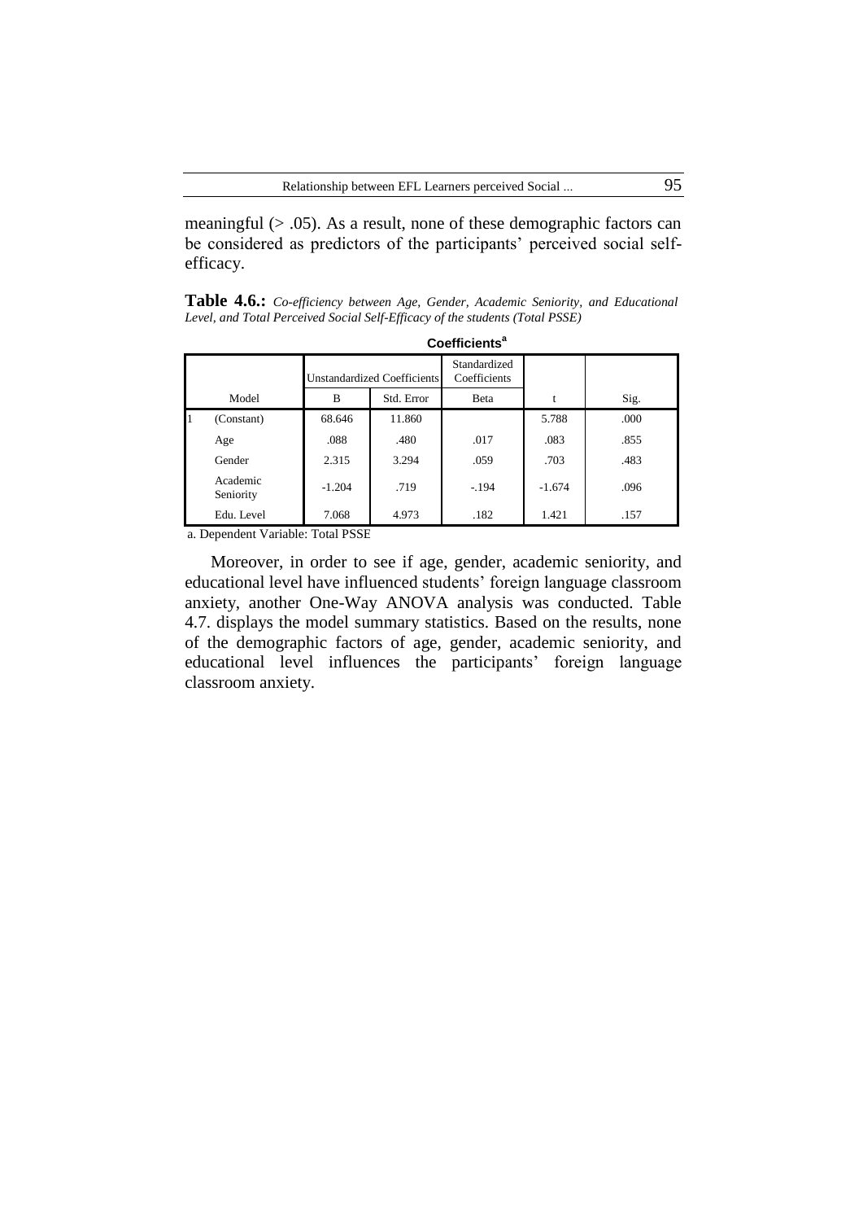meaningful (> .05). As a result, none of these demographic factors can be considered as predictors of the participants' perceived social self-efficacy.

**Table 4.6.:** *Co-efficiency between Age, Gender, Academic Seniority, and Educational Level, and Total Perceived Social Self-Efficacy of the students (Total PSSE)*

**Coefficients[a]**

| Model | | Unstandardized Coefficients | | Standardized Coefficients | | |
|---|---|---|---|---|---|---|
| | | B | Std. Error | Beta | t | Sig. |
| 1 | (Constant) | 68.646 | 11.860 | | 5.788 | .000 |
| | Age | .088 | .480 | .017 | .083 | .855 |
| | Gender | 2.315 | 3.294 | .059 | .703 | .483 |
| | Academic Seniority | -1.204 | .719 | -.194 | -1.674 | .096 |
| | Edu. Level | 7.068 | 4.973 | .182 | 1.421 | .157 |

a. Dependent Variable: Total PSSE

Moreover, in order to see if age, gender, academic seniority, and educational level have influenced students' foreign language classroom anxiety, another One-Way ANOVA analysis was conducted. Table 4.7. displays the model summary statistics. Based on the results, none of the demographic factors of age, gender, academic seniority, and educational level influences the participants' foreign language classroom anxiety.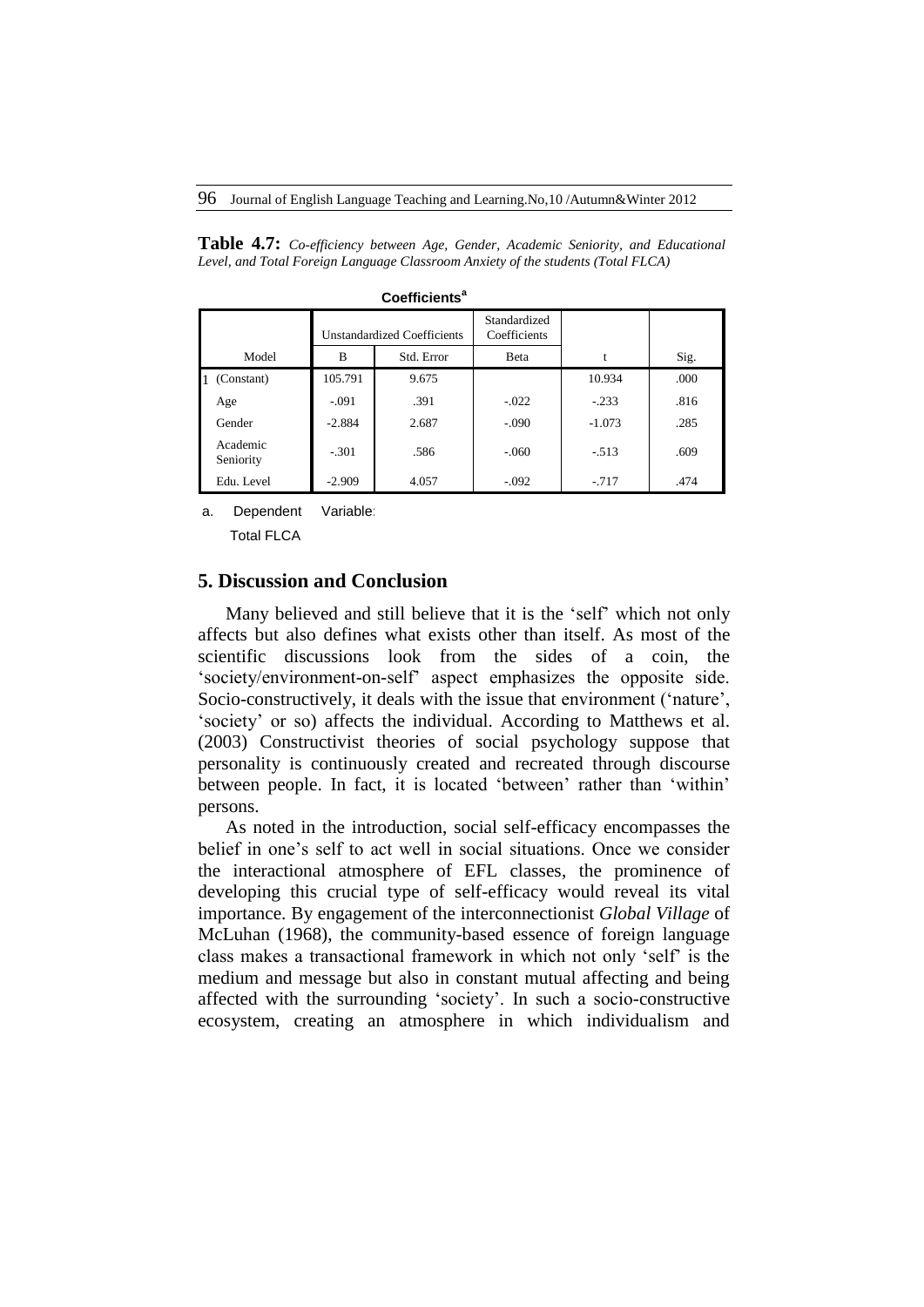**Table 4.7:** *Co-efficiency between Age, Gender, Academic Seniority, and Educational Level, and Total Foreign Language Classroom Anxiety of the students (Total FLCA)*

**Coefficients[a]**

| Model | Unstandardized Coefficients | | Standardized Coefficients | | |
|---|---|---|---|---|---|
| | B | Std. Error | Beta | t | Sig. |
| 1 (Constant) | 105.791 | 9.675 | | 10.934 | .000 |
| Age | -.091 | .391 | -.022 | -.233 | .816 |
| Gender | -2.884 | 2.687 | -.090 | -1.073 | .285 |
| Academic Seniority | -.301 | .586 | -.060 | -.513 | .609 |
| Edu. Level | -2.909 | 4.057 | -.092 | -.717 | .474 |

a. Dependent Variable: Total FLCA

## 5. Discussion and Conclusion

Many believed and still believe that it is the 'self' which not only affects but also defines what exists other than itself. As most of the scientific discussions look from the sides of a coin, the 'society/environment-on-self' aspect emphasizes the opposite side. Socio-constructively, it deals with the issue that environment ('nature', 'society' or so) affects the individual. According to Matthews et al. (2003) Constructivist theories of social psychology suppose that personality is continuously created and recreated through discourse between people. In fact, it is located 'between' rather than 'within' persons.

As noted in the introduction, social self-efficacy encompasses the belief in one's self to act well in social situations. Once we consider the interactional atmosphere of EFL classes, the prominence of developing this crucial type of self-efficacy would reveal its vital importance. By engagement of the interconnectionist *Global Village* of McLuhan (1968), the community-based essence of foreign language class makes a transactional framework in which not only 'self' is the medium and message but also in constant mutual affecting and being affected with the surrounding 'society'. In such a socio-constructive ecosystem, creating an atmosphere in which individualism and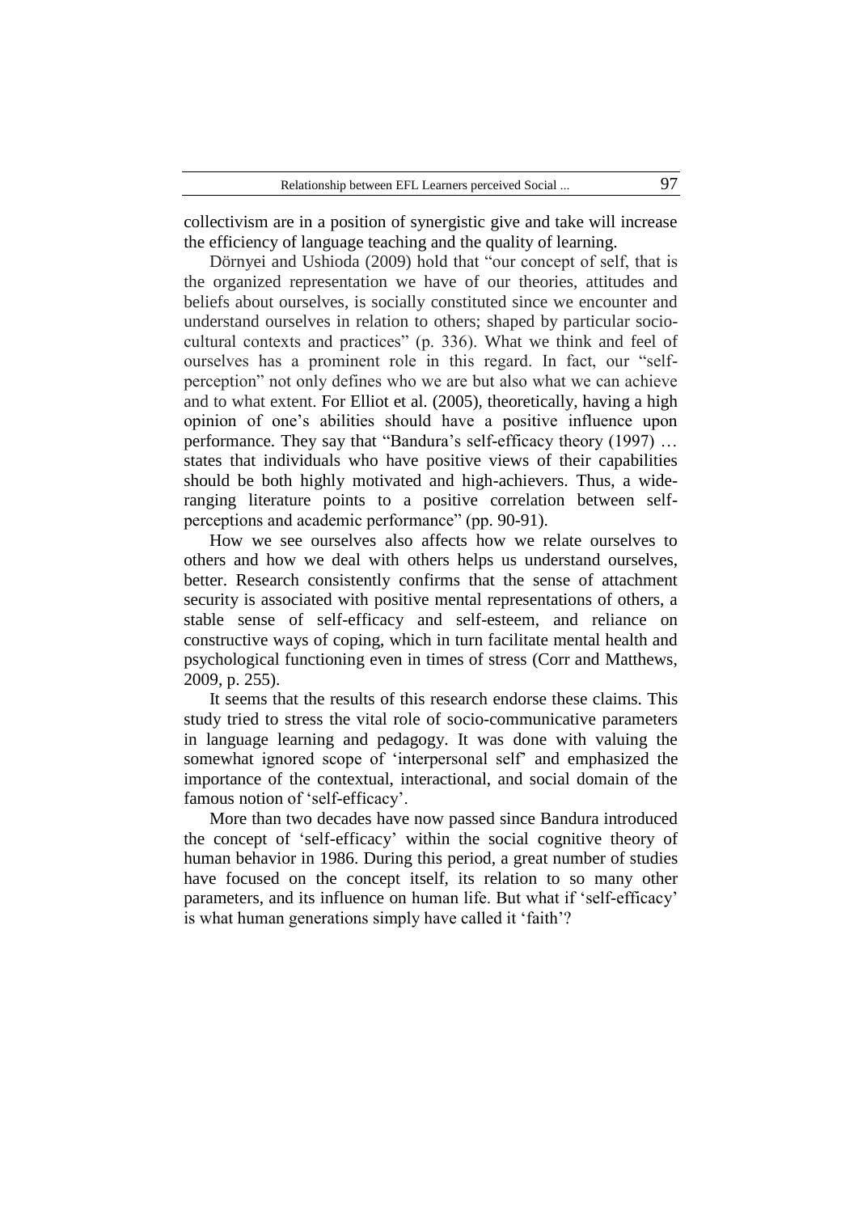collectivism are in a position of synergistic give and take will increase the efficiency of language teaching and the quality of learning.

Dörnyei and Ushioda (2009) hold that "our concept of self, that is the organized representation we have of our theories, attitudes and beliefs about ourselves, is socially constituted since we encounter and understand ourselves in relation to others; shaped by particular socio-cultural contexts and practices" (p. 336). What we think and feel of ourselves has a prominent role in this regard. In fact, our "self-perception" not only defines who we are but also what we can achieve and to what extent. For Elliot et al. (2005), theoretically, having a high opinion of one's abilities should have a positive influence upon performance. They say that "Bandura's self-efficacy theory (1997) … states that individuals who have positive views of their capabilities should be both highly motivated and high-achievers. Thus, a wide-ranging literature points to a positive correlation between self-perceptions and academic performance" (pp. 90-91).

How we see ourselves also affects how we relate ourselves to others and how we deal with others helps us understand ourselves, better. Research consistently confirms that the sense of attachment security is associated with positive mental representations of others, a stable sense of self-efficacy and self-esteem, and reliance on constructive ways of coping, which in turn facilitate mental health and psychological functioning even in times of stress (Corr and Matthews, 2009, p. 255).

It seems that the results of this research endorse these claims. This study tried to stress the vital role of socio-communicative parameters in language learning and pedagogy. It was done with valuing the somewhat ignored scope of 'interpersonal self' and emphasized the importance of the contextual, interactional, and social domain of the famous notion of 'self-efficacy'.

More than two decades have now passed since Bandura introduced the concept of 'self-efficacy' within the social cognitive theory of human behavior in 1986. During this period, a great number of studies have focused on the concept itself, its relation to so many other parameters, and its influence on human life. But what if 'self-efficacy' is what human generations simply have called it 'faith'?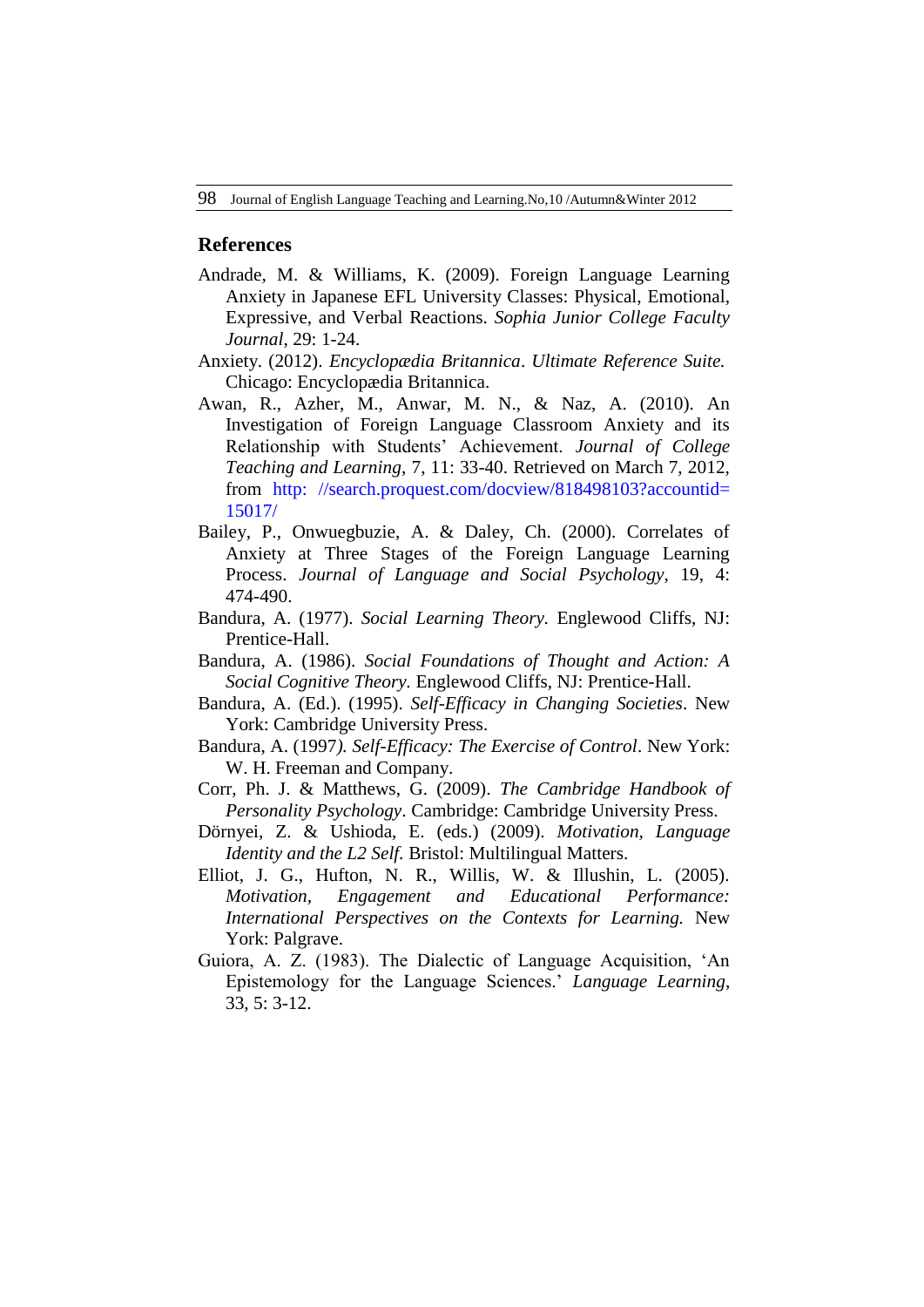## References

Andrade, M. & Williams, K. (2009). Foreign Language Learning Anxiety in Japanese EFL University Classes: Physical, Emotional, Expressive, and Verbal Reactions. *Sophia Junior College Faculty Journal*, 29: 1-24.

Anxiety. (2012). *Encyclopædia Britannica*. *Ultimate Reference Suite.* Chicago: Encyclopædia Britannica.

Awan, R., Azher, M., Anwar, M. N., & Naz, A. (2010). An Investigation of Foreign Language Classroom Anxiety and its Relationship with Students' Achievement. *Journal of College Teaching and Learning*, 7, 11: 33-40. Retrieved on March 7, 2012, from http: //search.proquest.com/docview/818498103?accountid=15017/

Bailey, P., Onwuegbuzie, A. & Daley, Ch. (2000). Correlates of Anxiety at Three Stages of the Foreign Language Learning Process. *Journal of Language and Social Psychology*, 19, 4: 474-490.

Bandura, A. (1977). *Social Learning Theory*. Englewood Cliffs, NJ: Prentice-Hall.

Bandura, A. (1986). *Social Foundations of Thought and Action: A Social Cognitive Theory.* Englewood Cliffs, NJ: Prentice-Hall.

Bandura, A. (Ed.). (1995). *Self-Efficacy in Changing Societies*. New York: Cambridge University Press.

Bandura, A. (1997*). Self-Efficacy: The Exercise of Control*. New York: W. H. Freeman and Company.

Corr, Ph. J. & Matthews, G. (2009). *The Cambridge Handbook of Personality Psychology*. Cambridge: Cambridge University Press.

Dörnyei, Z. & Ushioda, E. (eds.) (2009). *Motivation, Language Identity and the L2 Self.* Bristol: Multilingual Matters.

Elliot, J. G., Hufton, N. R., Willis, W. & Illushin, L. (2005). *Motivation, Engagement and Educational Performance: International Perspectives on the Contexts for Learning.* New York: Palgrave.

Guiora, A. Z. (1983). The Dialectic of Language Acquisition, 'An Epistemology for the Language Sciences.' *Language Learning*, 33, 5: 3-12.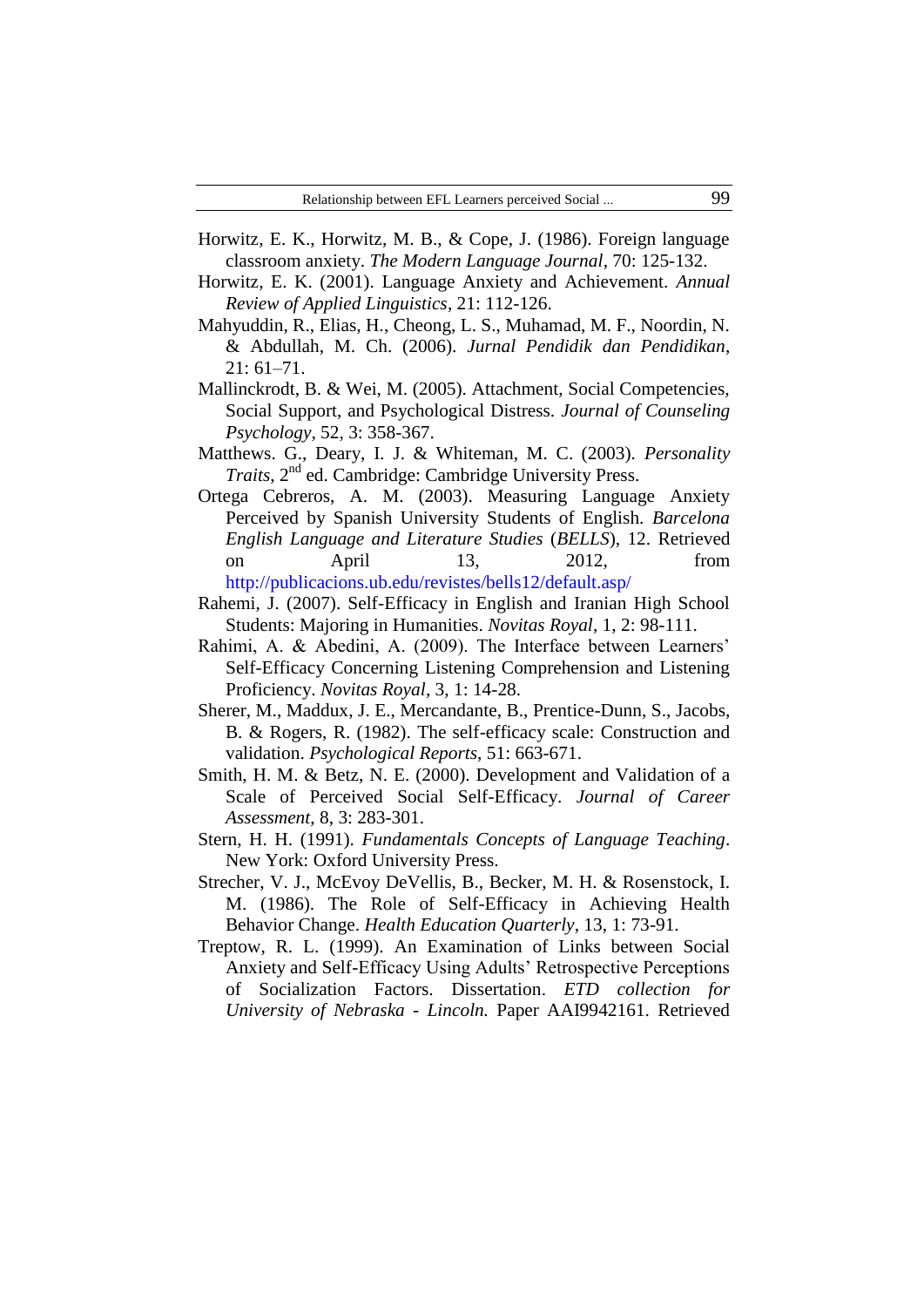Horwitz, E. K., Horwitz, M. B., & Cope, J. (1986). Foreign language classroom anxiety. *The Modern Language Journal*, 70: 125-132.

Horwitz, E. K. (2001). Language Anxiety and Achievement. *Annual Review of Applied Linguistics*, 21: 112-126.

Mahyuddin, R., Elias, H., Cheong, L. S., Muhamad, M. F., Noordin, N. & Abdullah, M. Ch. (2006). *Jurnal Pendidik dan Pendidikan*, 21: 61–71.

Mallinckrodt, B. & Wei, M. (2005). Attachment, Social Competencies, Social Support, and Psychological Distress. *Journal of Counseling Psychology*, 52, 3: 358-367.

Matthews. G., Deary, I. J. & Whiteman, M. C. (2003). *Personality Traits*, 2nd ed. Cambridge: Cambridge University Press.

Ortega Cebreros, A. M. (2003). Measuring Language Anxiety Perceived by Spanish University Students of English. *Barcelona English Language and Literature Studies* (*BELLS*), 12. Retrieved on April 13, 2012, from http://publicacions.ub.edu/revistes/bells12/default.asp/

Rahemi, J. (2007). Self-Efficacy in English and Iranian High School Students: Majoring in Humanities. *Novitas Royal*, 1, 2: 98-111.

Rahimi, A. & Abedini, A. (2009). The Interface between Learners' Self-Efficacy Concerning Listening Comprehension and Listening Proficiency. *Novitas Royal*, 3, 1: 14-28.

Sherer, M., Maddux, J. E., Mercandante, B., Prentice-Dunn, S., Jacobs, B. & Rogers, R. (1982). The self-efficacy scale: Construction and validation. *Psychological Reports*, 51: 663-671.

Smith, H. M. & Betz, N. E. (2000). Development and Validation of a Scale of Perceived Social Self-Efficacy. *Journal of Career Assessment*, 8, 3: 283-301.

Stern, H. H. (1991). *Fundamentals Concepts of Language Teaching*. New York: Oxford University Press.

Strecher, V. J., McEvoy DeVellis, B., Becker, M. H. & Rosenstock, I. M. (1986). The Role of Self-Efficacy in Achieving Health Behavior Change. *Health Education Quarterly*, 13, 1: 73-91.

Treptow, R. L. (1999). An Examination of Links between Social Anxiety and Self-Efficacy Using Adults' Retrospective Perceptions of Socialization Factors. Dissertation. *ETD collection for University of Nebraska - Lincoln.* Paper AAI9942161. Retrieved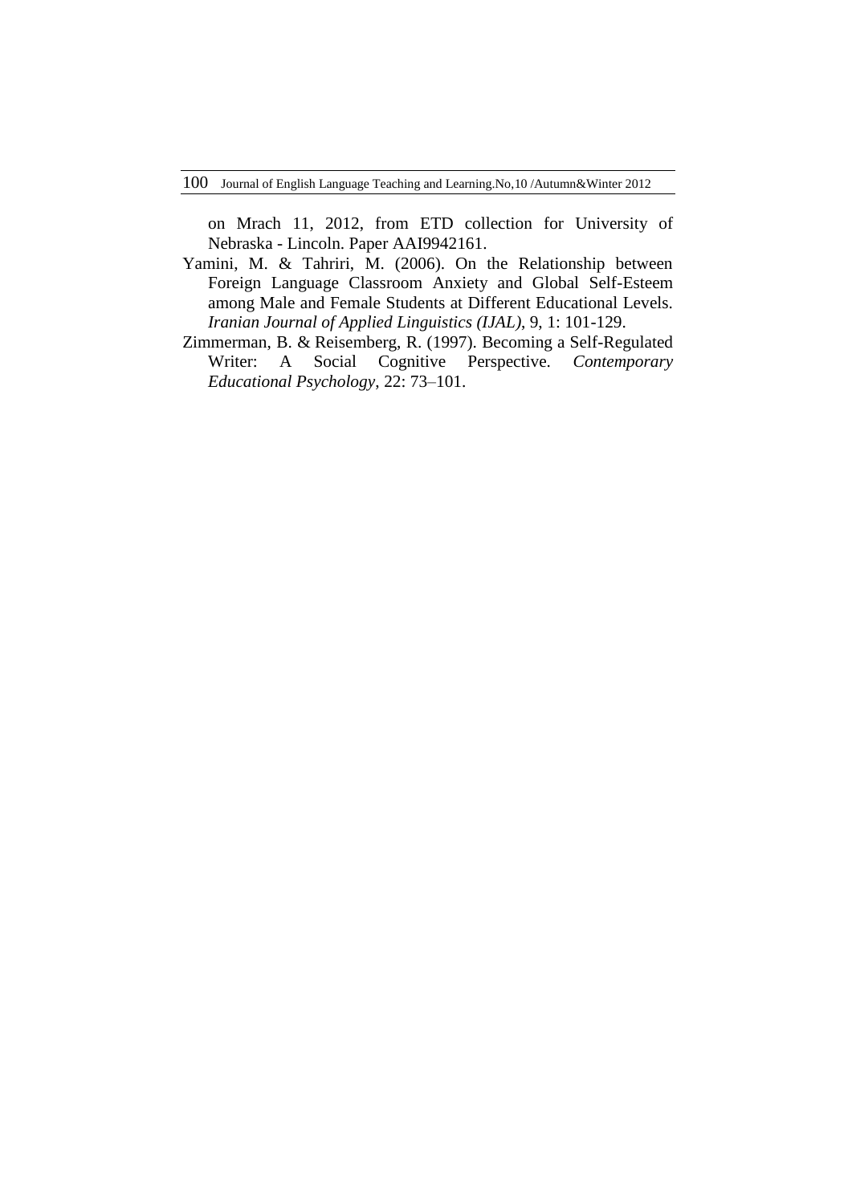on Mrach 11, 2012, from ETD collection for University of Nebraska - Lincoln. Paper AAI9942161.

Yamini, M. & Tahriri, M. (2006). On the Relationship between Foreign Language Classroom Anxiety and Global Self-Esteem among Male and Female Students at Different Educational Levels. *Iranian Journal of Applied Linguistics (IJAL)*, 9, 1: 101-129.

Zimmerman, B. & Reisemberg, R. (1997). Becoming a Self-Regulated Writer: A Social Cognitive Perspective. *Contemporary Educational Psychology*, 22: 73–101.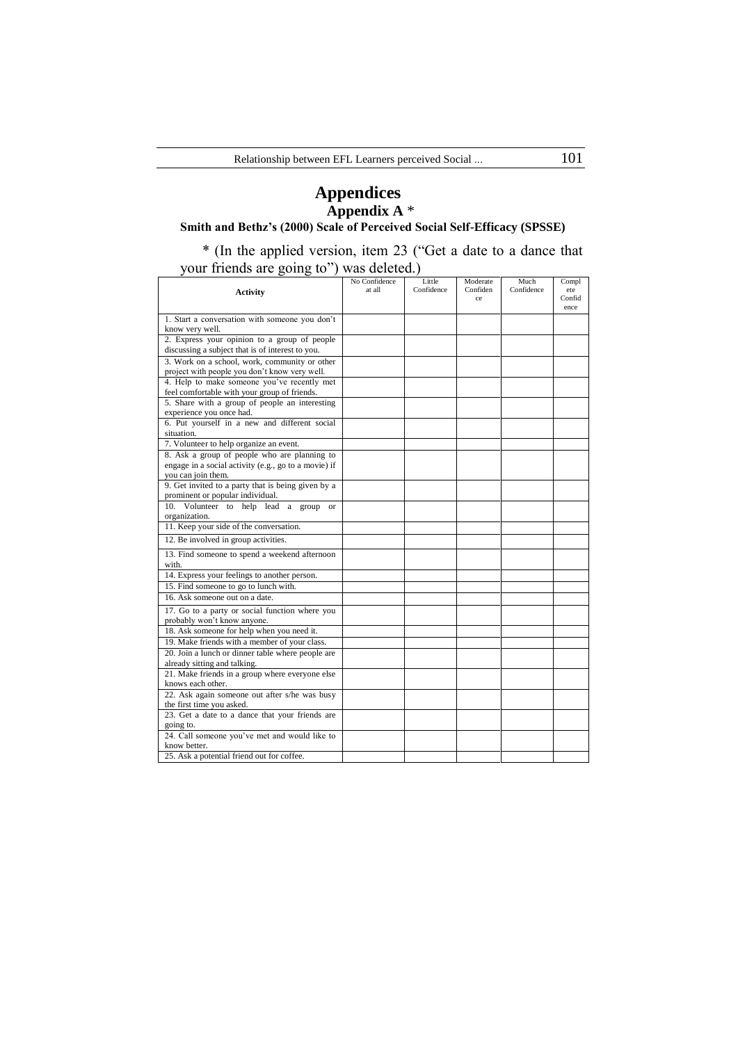# Appendices

## Appendix A *

### Smith and Bethz's (2000) Scale of Perceived Social Self-Efficacy (SPSSE)

* (In the applied version, item 23 ("Get a date to a dance that your friends are going to") was deleted.)

| Activity | No Confidence at all | Little Confidence | Moderate Confidence | Much Confidence | Complete Confidence |
|---|---|---|---|---|---|
| 1. Start a conversation with someone you don't know very well. | | | | | |
| 2. Express your opinion to a group of people discussing a subject that is of interest to you. | | | | | |
| 3. Work on a school, work, community or other project with people you don't know very well. | | | | | |
| 4. Help to make someone you've recently met feel comfortable with your group of friends. | | | | | |
| 5. Share with a group of people an interesting experience you once had. | | | | | |
| 6. Put yourself in a new and different social situation. | | | | | |
| 7. Volunteer to help organize an event. | | | | | |
| 8. Ask a group of people who are planning to engage in a social activity (e.g., go to a movie) if you can join them. | | | | | |
| 9. Get invited to a party that is being given by a prominent or popular individual. | | | | | |
| 10. Volunteer to help lead a group or organization. | | | | | |
| 11. Keep your side of the conversation. | | | | | |
| 12. Be involved in group activities. | | | | | |
| 13. Find someone to spend a weekend afternoon with. | | | | | |
| 14. Express your feelings to another person. | | | | | |
| 15. Find someone to go to lunch with. | | | | | |
| 16. Ask someone out on a date. | | | | | |
| 17. Go to a party or social function where you probably won't know anyone. | | | | | |
| 18. Ask someone for help when you need it. | | | | | |
| 19. Make friends with a member of your class. | | | | | |
| 20. Join a lunch or dinner table where people are already sitting and talking. | | | | | |
| 21. Make friends in a group where everyone else knows each other. | | | | | |
| 22. Ask again someone out after s/he was busy the first time you asked. | | | | | |
| 23. Get a date to a dance that your friends are going to. | | | | | |
| 24. Call someone you've met and would like to know better. | | | | | |
| 25. Ask a potential friend out for coffee. | | | | | |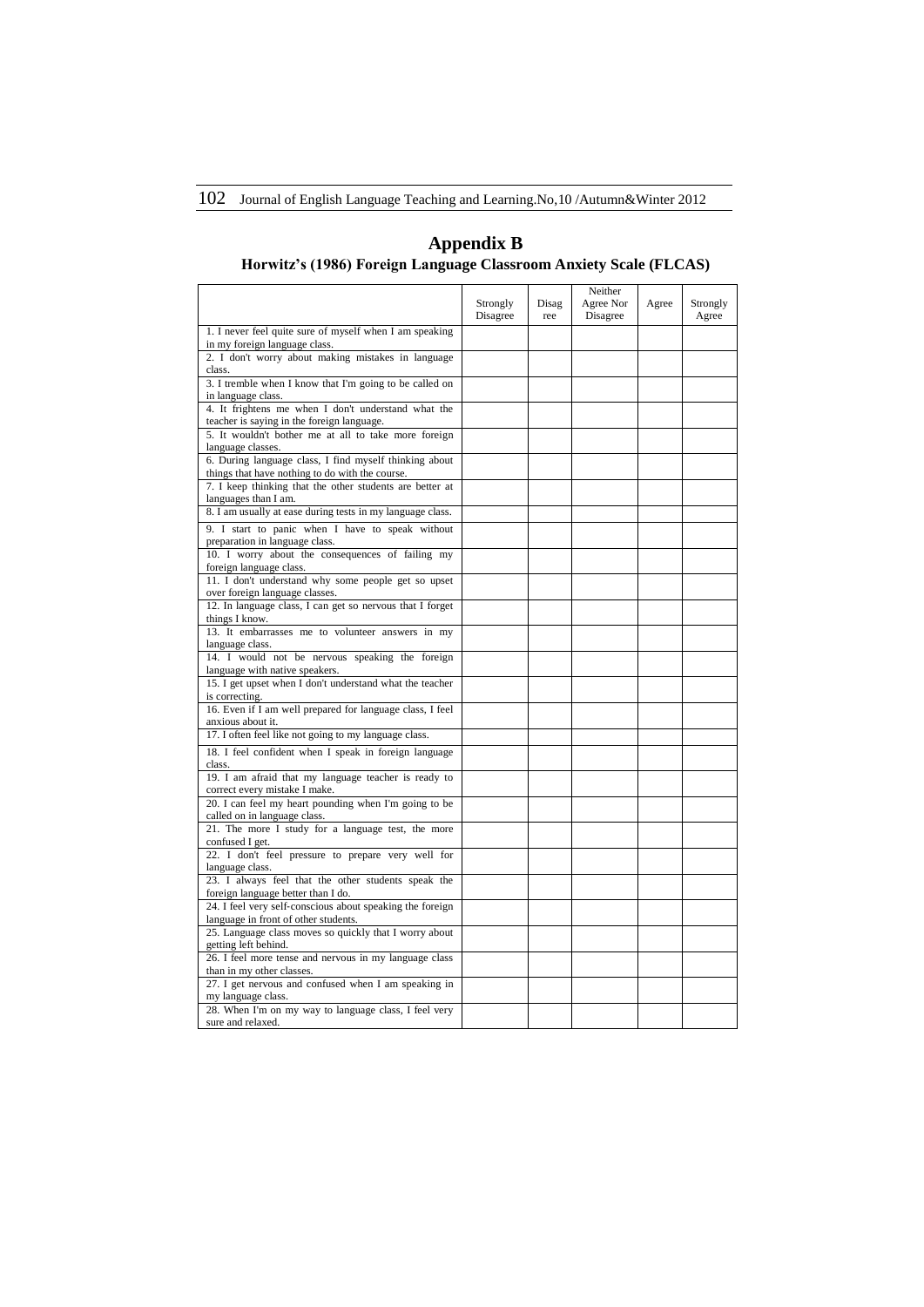# Appendix B

## Horwitz's (1986) Foreign Language Classroom Anxiety Scale (FLCAS)

| | Strongly Disagree | Disagree | Neither Agree Nor Disagree | Agree | Strongly Agree |
|---|---|---|---|---|---|
| 1. I never feel quite sure of myself when I am speaking in my foreign language class. | | | | | |
| 2. I don't worry about making mistakes in language class. | | | | | |
| 3. I tremble when I know that I'm going to be called on in language class. | | | | | |
| 4. It frightens me when I don't understand what the teacher is saying in the foreign language. | | | | | |
| 5. It wouldn't bother me at all to take more foreign language classes. | | | | | |
| 6. During language class, I find myself thinking about things that have nothing to do with the course. | | | | | |
| 7. I keep thinking that the other students are better at languages than I am. | | | | | |
| 8. I am usually at ease during tests in my language class. | | | | | |
| 9. I start to panic when I have to speak without preparation in language class. | | | | | |
| 10. I worry about the consequences of failing my foreign language class. | | | | | |
| 11. I don't understand why some people get so upset over foreign language classes. | | | | | |
| 12. In language class, I can get so nervous that I forget things I know. | | | | | |
| 13. It embarrasses me to volunteer answers in my language class. | | | | | |
| 14. I would not be nervous speaking the foreign language with native speakers. | | | | | |
| 15. I get upset when I don't understand what the teacher is correcting. | | | | | |
| 16. Even if I am well prepared for language class, I feel anxious about it. | | | | | |
| 17. I often feel like not going to my language class. | | | | | |
| 18. I feel confident when I speak in foreign language class. | | | | | |
| 19. I am afraid that my language teacher is ready to correct every mistake I make. | | | | | |
| 20. I can feel my heart pounding when I'm going to be called on in language class. | | | | | |
| 21. The more I study for a language test, the more confused I get. | | | | | |
| 22. I don't feel pressure to prepare very well for language class. | | | | | |
| 23. I always feel that the other students speak the foreign language better than I do. | | | | | |
| 24. I feel very self-conscious about speaking the foreign language in front of other students. | | | | | |
| 25. Language class moves so quickly that I worry about getting left behind. | | | | | |
| 26. I feel more tense and nervous in my language class than in my other classes. | | | | | |
| 27. I get nervous and confused when I am speaking in my language class. | | | | | |
| 28. When I'm on my way to language class, I feel very sure and relaxed. | | | | | |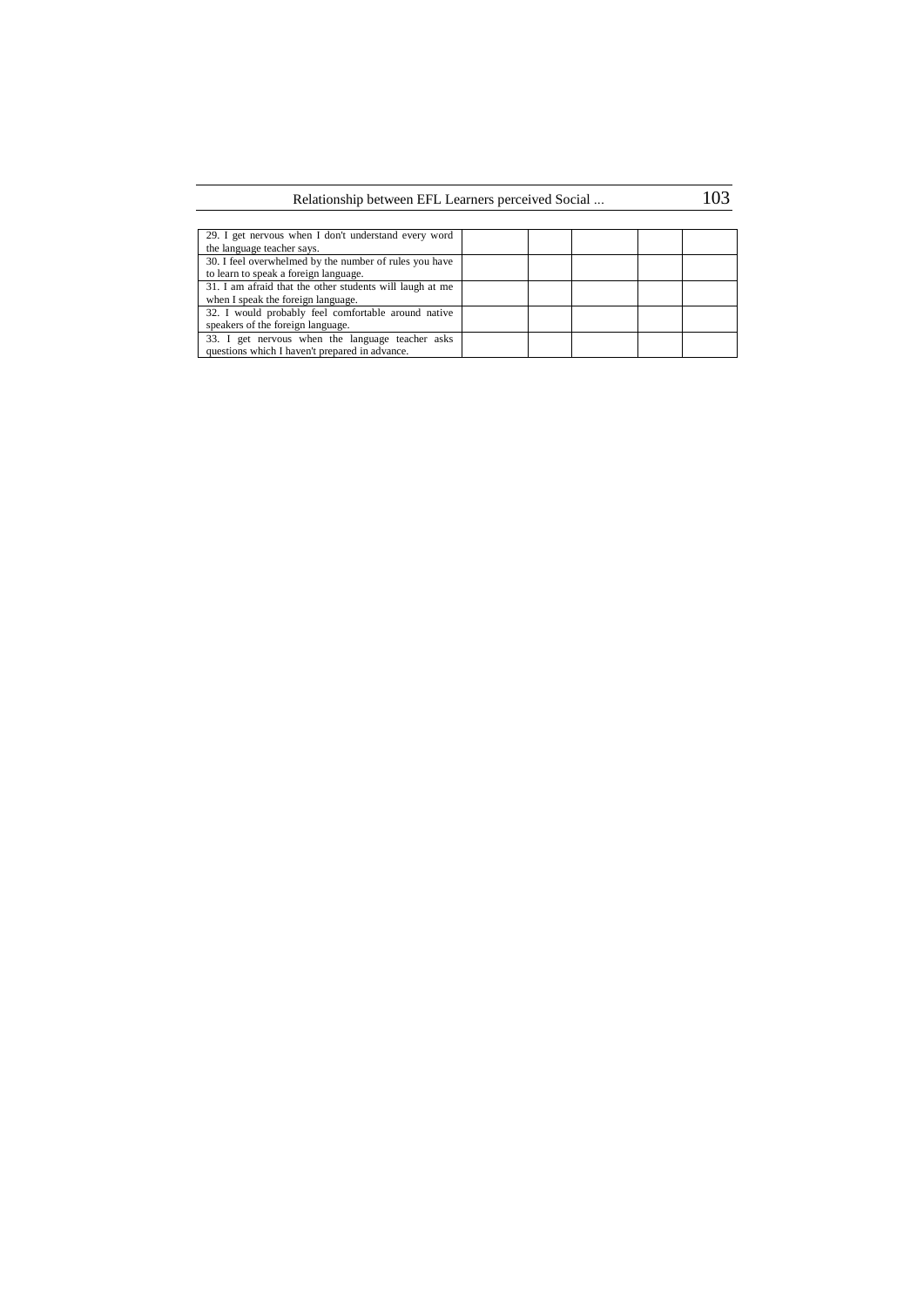| | | | | | |
|---|---|---|---|---|---|
| 29. I get nervous when I don't understand every word the language teacher says. | | | | | |
| 30. I feel overwhelmed by the number of rules you have to learn to speak a foreign language. | | | | | |
| 31. I am afraid that the other students will laugh at me when I speak the foreign language. | | | | | |
| 32. I would probably feel comfortable around native speakers of the foreign language. | | | | | |
| 33. I get nervous when the language teacher asks questions which I haven't prepared in advance. | | | | | |